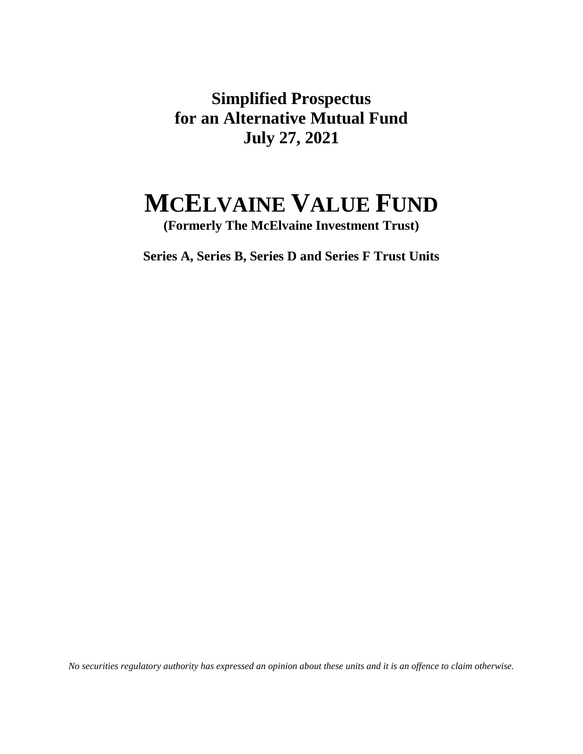**Simplified Prospectus**
**for an Alternative Mutual Fund**
**July 27, 2021**

# MCELVAINE VALUE FUND

**(Formerly The McElvaine Investment Trust)**

**Series A, Series B, Series D and Series F Trust Units**

*No securities regulatory authority has expressed an opinion about these units and it is an offence to claim otherwise.*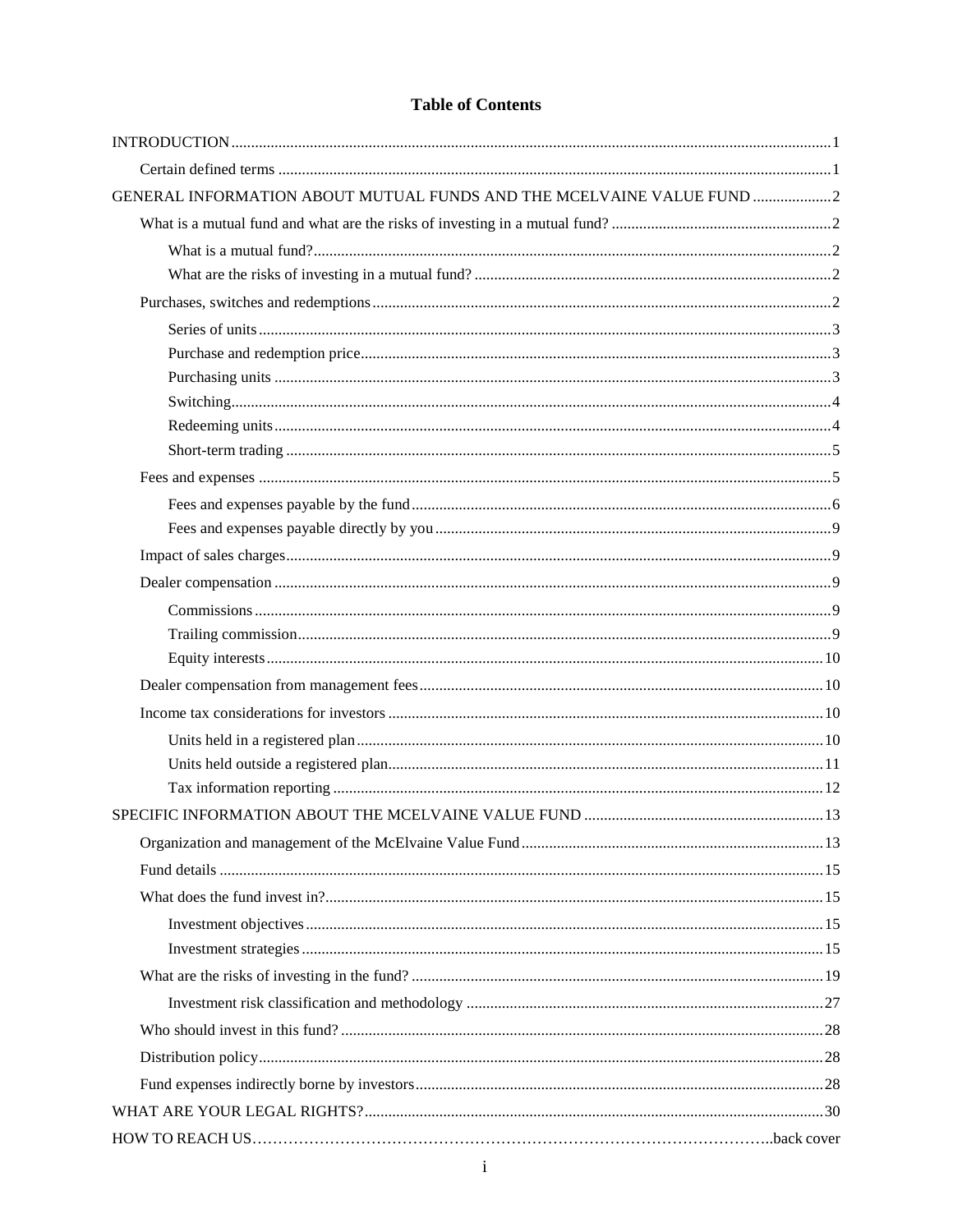# Table of Contents

- INTRODUCTION ........................................ 1
  - Certain defined terms ........................................ 1
- GENERAL INFORMATION ABOUT MUTUAL FUNDS AND THE MCELVAINE VALUE FUND ........................................ 2
  - What is a mutual fund and what are the risks of investing in a mutual fund? ........................................ 2
    - What is a mutual fund? ........................................ 2
    - What are the risks of investing in a mutual fund? ........................................ 2
  - Purchases, switches and redemptions ........................................ 2
    - Series of units ........................................ 3
    - Purchase and redemption price ........................................ 3
    - Purchasing units ........................................ 3
    - Switching ........................................ 4
    - Redeeming units ........................................ 4
    - Short-term trading ........................................ 5
  - Fees and expenses ........................................ 5
    - Fees and expenses payable by the fund ........................................ 6
    - Fees and expenses payable directly by you ........................................ 9
  - Impact of sales charges ........................................ 9
  - Dealer compensation ........................................ 9
    - Commissions ........................................ 9
    - Trailing commission ........................................ 9
    - Equity interests ........................................ 10
  - Dealer compensation from management fees ........................................ 10
  - Income tax considerations for investors ........................................ 10
    - Units held in a registered plan ........................................ 10
    - Units held outside a registered plan ........................................ 11
    - Tax information reporting ........................................ 12
- SPECIFIC INFORMATION ABOUT THE MCELVAINE VALUE FUND ........................................ 13
  - Organization and management of the McElvaine Value Fund ........................................ 13
  - Fund details ........................................ 15
  - What does the fund invest in? ........................................ 15
    - Investment objectives ........................................ 15
    - Investment strategies ........................................ 15
  - What are the risks of investing in the fund? ........................................ 19
    - Investment risk classification and methodology ........................................ 27
  - Who should invest in this fund? ........................................ 28
  - Distribution policy ........................................ 28
  - Fund expenses indirectly borne by investors ........................................ 28
- WHAT ARE YOUR LEGAL RIGHTS? ........................................ 30
- HOW TO REACH US ........................................ back cover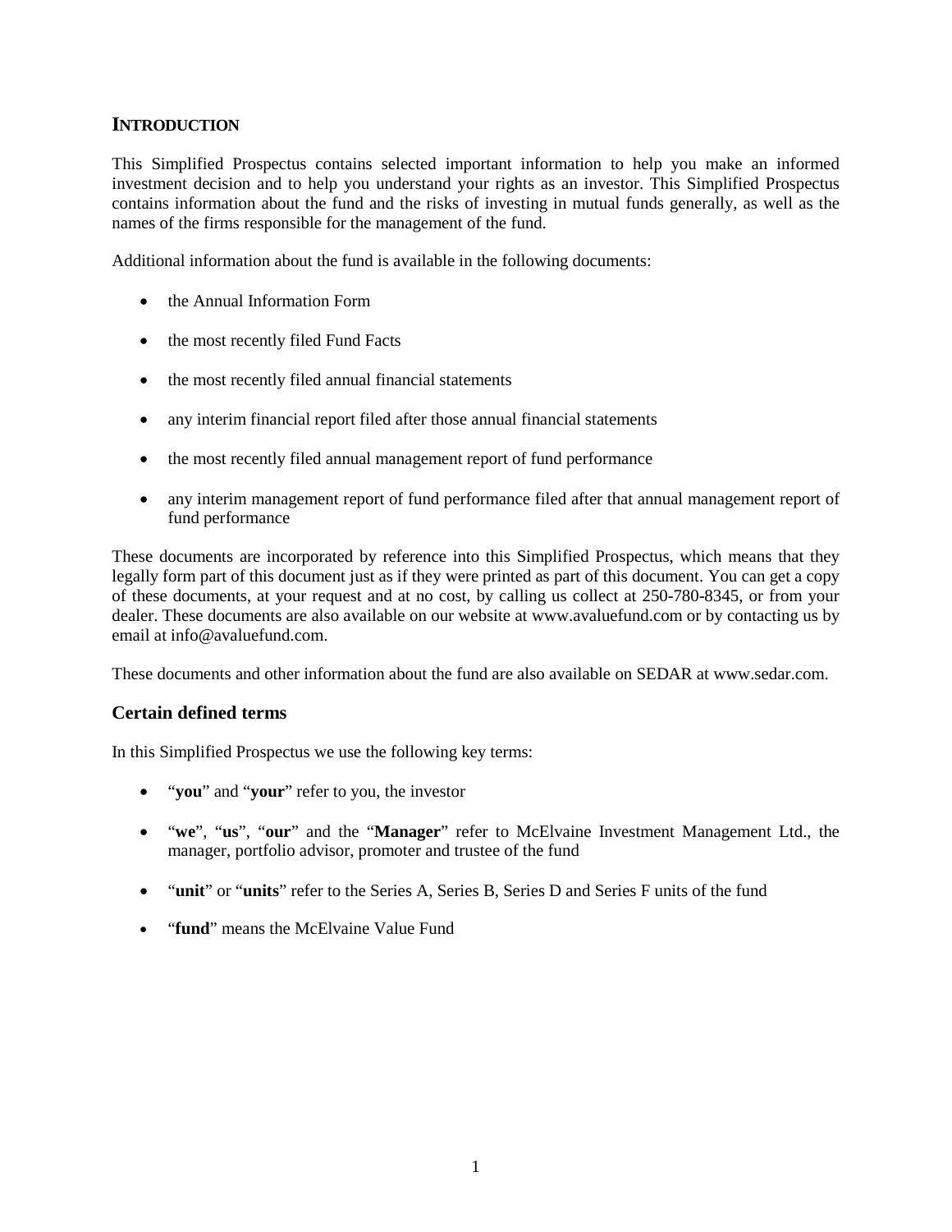# INTRODUCTION

This Simplified Prospectus contains selected important information to help you make an informed investment decision and to help you understand your rights as an investor. This Simplified Prospectus contains information about the fund and the risks of investing in mutual funds generally, as well as the names of the firms responsible for the management of the fund.

Additional information about the fund is available in the following documents:

- the Annual Information Form
- the most recently filed Fund Facts
- the most recently filed annual financial statements
- any interim financial report filed after those annual financial statements
- the most recently filed annual management report of fund performance
- any interim management report of fund performance filed after that annual management report of fund performance

These documents are incorporated by reference into this Simplified Prospectus, which means that they legally form part of this document just as if they were printed as part of this document. You can get a copy of these documents, at your request and at no cost, by calling us collect at 250-780-8345, or from your dealer. These documents are also available on our website at www.avaluefund.com or by contacting us by email at info@avaluefund.com.

These documents and other information about the fund are also available on SEDAR at www.sedar.com.

## Certain defined terms

In this Simplified Prospectus we use the following key terms:

- "**you**" and "**your**" refer to you, the investor
- "**we**", "**us**", "**our**" and the "**Manager**" refer to McElvaine Investment Management Ltd., the manager, portfolio advisor, promoter and trustee of the fund
- "**unit**" or "**units**" refer to the Series A, Series B, Series D and Series F units of the fund
- "**fund**" means the McElvaine Value Fund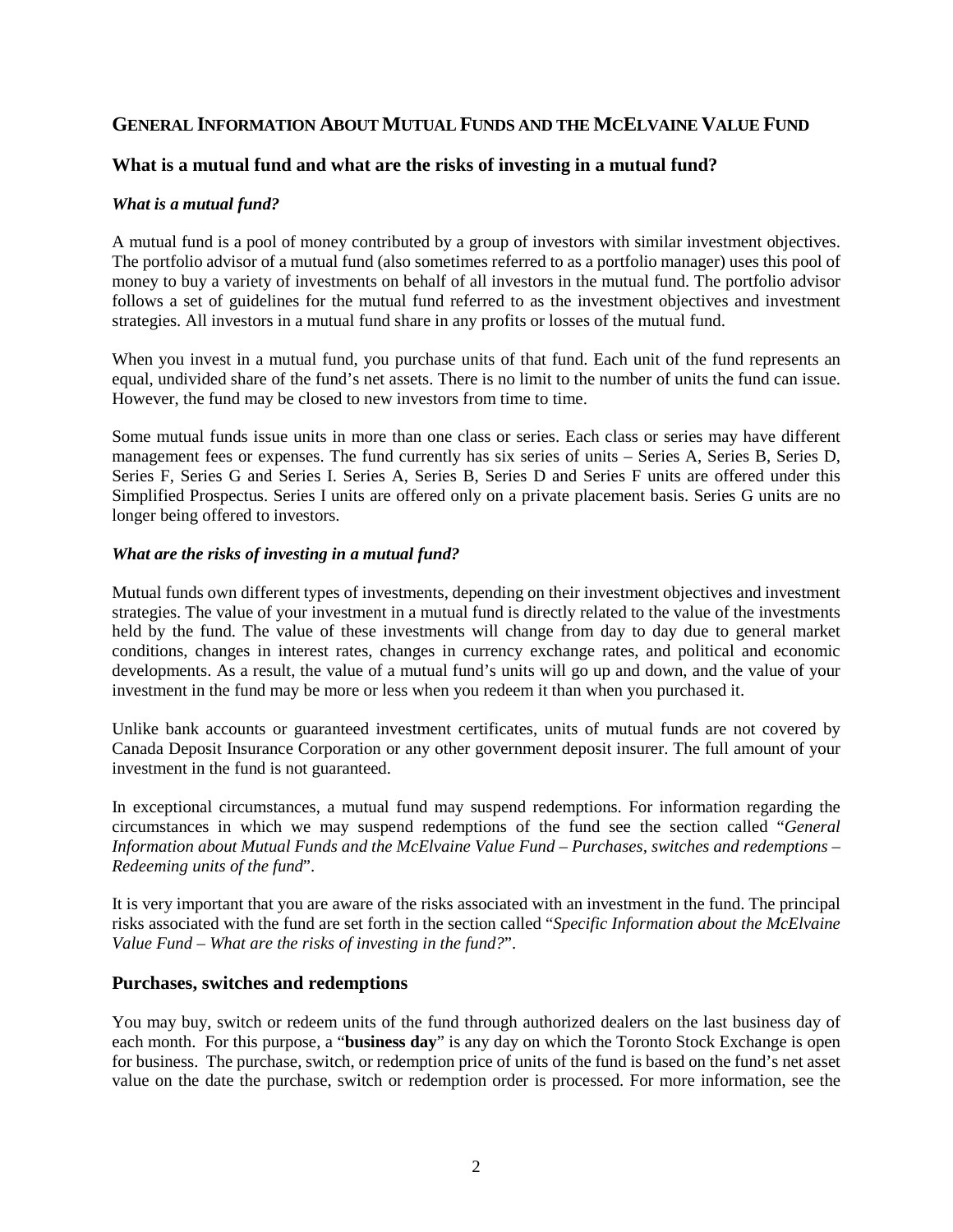## GENERAL INFORMATION ABOUT MUTUAL FUNDS AND THE MCELVAINE VALUE FUND

### What is a mutual fund and what are the risks of investing in a mutual fund?

#### *What is a mutual fund?*

A mutual fund is a pool of money contributed by a group of investors with similar investment objectives. The portfolio advisor of a mutual fund (also sometimes referred to as a portfolio manager) uses this pool of money to buy a variety of investments on behalf of all investors in the mutual fund. The portfolio advisor follows a set of guidelines for the mutual fund referred to as the investment objectives and investment strategies. All investors in a mutual fund share in any profits or losses of the mutual fund.

When you invest in a mutual fund, you purchase units of that fund. Each unit of the fund represents an equal, undivided share of the fund's net assets. There is no limit to the number of units the fund can issue. However, the fund may be closed to new investors from time to time.

Some mutual funds issue units in more than one class or series. Each class or series may have different management fees or expenses. The fund currently has six series of units – Series A, Series B, Series D, Series F, Series G and Series I. Series A, Series B, Series D and Series F units are offered under this Simplified Prospectus. Series I units are offered only on a private placement basis. Series G units are no longer being offered to investors.

#### *What are the risks of investing in a mutual fund?*

Mutual funds own different types of investments, depending on their investment objectives and investment strategies. The value of your investment in a mutual fund is directly related to the value of the investments held by the fund. The value of these investments will change from day to day due to general market conditions, changes in interest rates, changes in currency exchange rates, and political and economic developments. As a result, the value of a mutual fund's units will go up and down, and the value of your investment in the fund may be more or less when you redeem it than when you purchased it.

Unlike bank accounts or guaranteed investment certificates, units of mutual funds are not covered by Canada Deposit Insurance Corporation or any other government deposit insurer. The full amount of your investment in the fund is not guaranteed.

In exceptional circumstances, a mutual fund may suspend redemptions. For information regarding the circumstances in which we may suspend redemptions of the fund see the section called "*General Information about Mutual Funds and the McElvaine Value Fund – Purchases, switches and redemptions – Redeeming units of the fund*".

It is very important that you are aware of the risks associated with an investment in the fund. The principal risks associated with the fund are set forth in the section called "*Specific Information about the McElvaine Value Fund – What are the risks of investing in the fund?*".

### Purchases, switches and redemptions

You may buy, switch or redeem units of the fund through authorized dealers on the last business day of each month. For this purpose, a "**business day**" is any day on which the Toronto Stock Exchange is open for business. The purchase, switch, or redemption price of units of the fund is based on the fund's net asset value on the date the purchase, switch or redemption order is processed. For more information, see the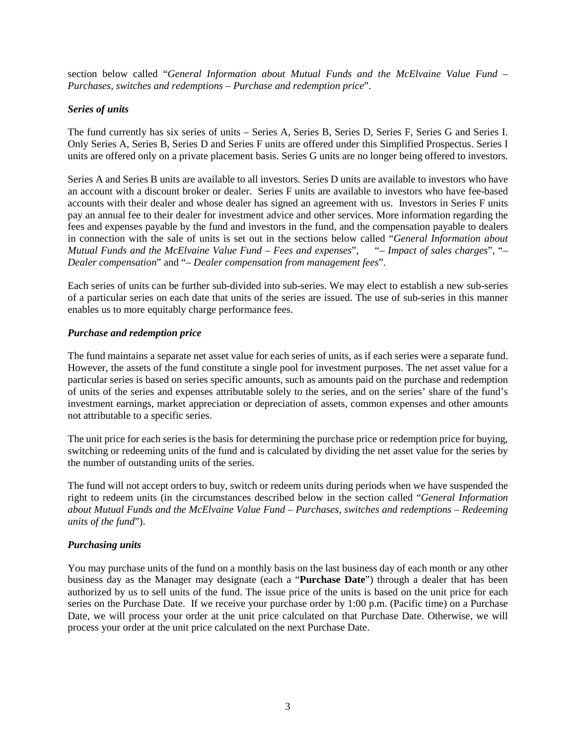section below called "*General Information about Mutual Funds and the McElvaine Value Fund – Purchases, switches and redemptions – Purchase and redemption price*".

### *Series of units*

The fund currently has six series of units – Series A, Series B, Series D, Series F, Series G and Series I. Only Series A, Series B, Series D and Series F units are offered under this Simplified Prospectus. Series I units are offered only on a private placement basis. Series G units are no longer being offered to investors.

Series A and Series B units are available to all investors. Series D units are available to investors who have an account with a discount broker or dealer. Series F units are available to investors who have fee-based accounts with their dealer and whose dealer has signed an agreement with us. Investors in Series F units pay an annual fee to their dealer for investment advice and other services. More information regarding the fees and expenses payable by the fund and investors in the fund, and the compensation payable to dealers in connection with the sale of units is set out in the sections below called "*General Information about Mutual Funds and the McElvaine Value Fund – Fees and expenses*", "*– Impact of sales charges*", "*– Dealer compensation*" and "*– Dealer compensation from management fees*".

Each series of units can be further sub-divided into sub-series. We may elect to establish a new sub-series of a particular series on each date that units of the series are issued. The use of sub-series in this manner enables us to more equitably charge performance fees.

### *Purchase and redemption price*

The fund maintains a separate net asset value for each series of units, as if each series were a separate fund. However, the assets of the fund constitute a single pool for investment purposes. The net asset value for a particular series is based on series specific amounts, such as amounts paid on the purchase and redemption of units of the series and expenses attributable solely to the series, and on the series' share of the fund's investment earnings, market appreciation or depreciation of assets, common expenses and other amounts not attributable to a specific series.

The unit price for each series is the basis for determining the purchase price or redemption price for buying, switching or redeeming units of the fund and is calculated by dividing the net asset value for the series by the number of outstanding units of the series.

The fund will not accept orders to buy, switch or redeem units during periods when we have suspended the right to redeem units (in the circumstances described below in the section called "*General Information about Mutual Funds and the McElvaine Value Fund – Purchases, switches and redemptions – Redeeming units of the fund*").

### *Purchasing units*

You may purchase units of the fund on a monthly basis on the last business day of each month or any other business day as the Manager may designate (each a "**Purchase Date**") through a dealer that has been authorized by us to sell units of the fund. The issue price of the units is based on the unit price for each series on the Purchase Date. If we receive your purchase order by 1:00 p.m. (Pacific time) on a Purchase Date, we will process your order at the unit price calculated on that Purchase Date. Otherwise, we will process your order at the unit price calculated on the next Purchase Date.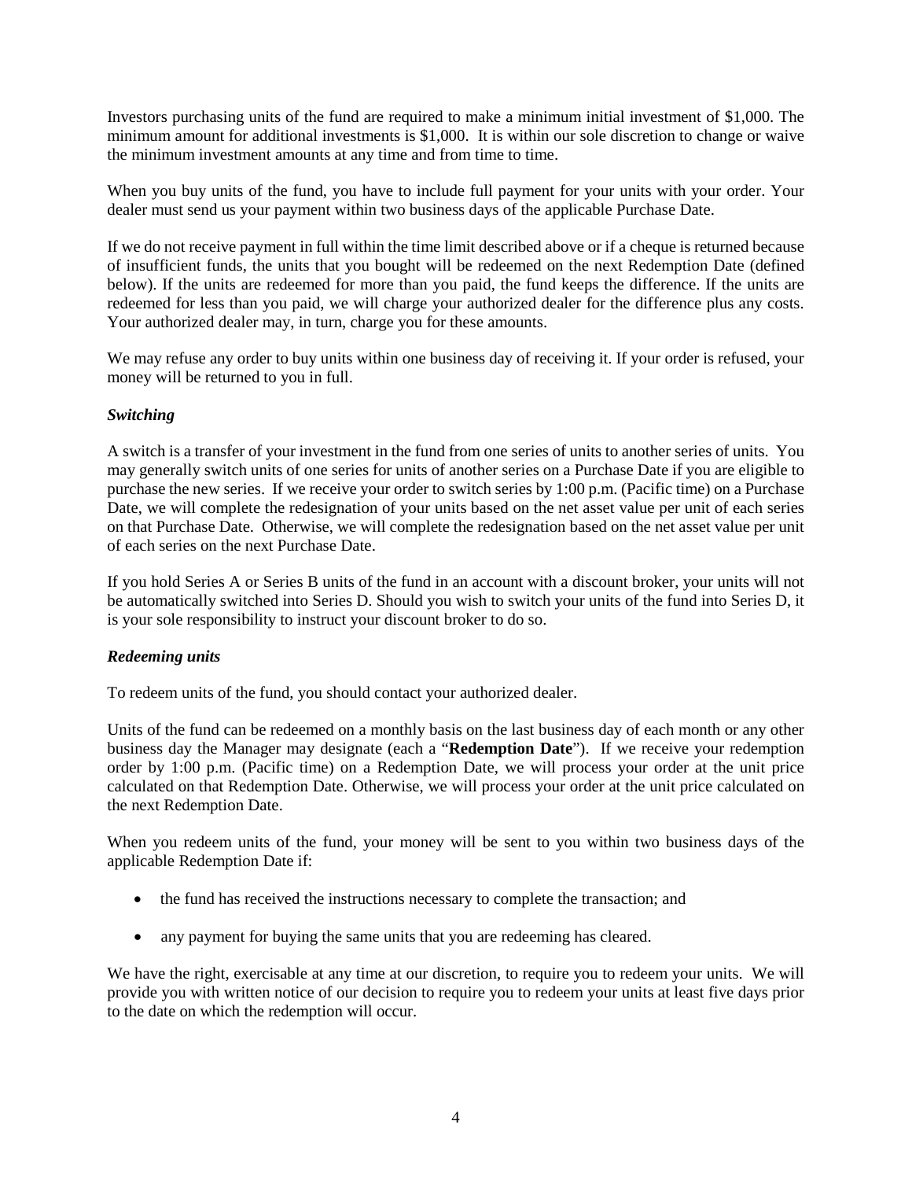Investors purchasing units of the fund are required to make a minimum initial investment of $1,000. The minimum amount for additional investments is $1,000. It is within our sole discretion to change or waive the minimum investment amounts at any time and from time to time.

When you buy units of the fund, you have to include full payment for your units with your order. Your dealer must send us your payment within two business days of the applicable Purchase Date.

If we do not receive payment in full within the time limit described above or if a cheque is returned because of insufficient funds, the units that you bought will be redeemed on the next Redemption Date (defined below). If the units are redeemed for more than you paid, the fund keeps the difference. If the units are redeemed for less than you paid, we will charge your authorized dealer for the difference plus any costs. Your authorized dealer may, in turn, charge you for these amounts.

We may refuse any order to buy units within one business day of receiving it. If your order is refused, your money will be returned to you in full.

***Switching***

A switch is a transfer of your investment in the fund from one series of units to another series of units. You may generally switch units of one series for units of another series on a Purchase Date if you are eligible to purchase the new series. If we receive your order to switch series by 1:00 p.m. (Pacific time) on a Purchase Date, we will complete the redesignation of your units based on the net asset value per unit of each series on that Purchase Date. Otherwise, we will complete the redesignation based on the net asset value per unit of each series on the next Purchase Date.

If you hold Series A or Series B units of the fund in an account with a discount broker, your units will not be automatically switched into Series D. Should you wish to switch your units of the fund into Series D, it is your sole responsibility to instruct your discount broker to do so.

***Redeeming units***

To redeem units of the fund, you should contact your authorized dealer.

Units of the fund can be redeemed on a monthly basis on the last business day of each month or any other business day the Manager may designate (each a "**Redemption Date**"). If we receive your redemption order by 1:00 p.m. (Pacific time) on a Redemption Date, we will process your order at the unit price calculated on that Redemption Date. Otherwise, we will process your order at the unit price calculated on the next Redemption Date.

When you redeem units of the fund, your money will be sent to you within two business days of the applicable Redemption Date if:

- the fund has received the instructions necessary to complete the transaction; and
- any payment for buying the same units that you are redeeming has cleared.

We have the right, exercisable at any time at our discretion, to require you to redeem your units. We will provide you with written notice of our decision to require you to redeem your units at least five days prior to the date on which the redemption will occur.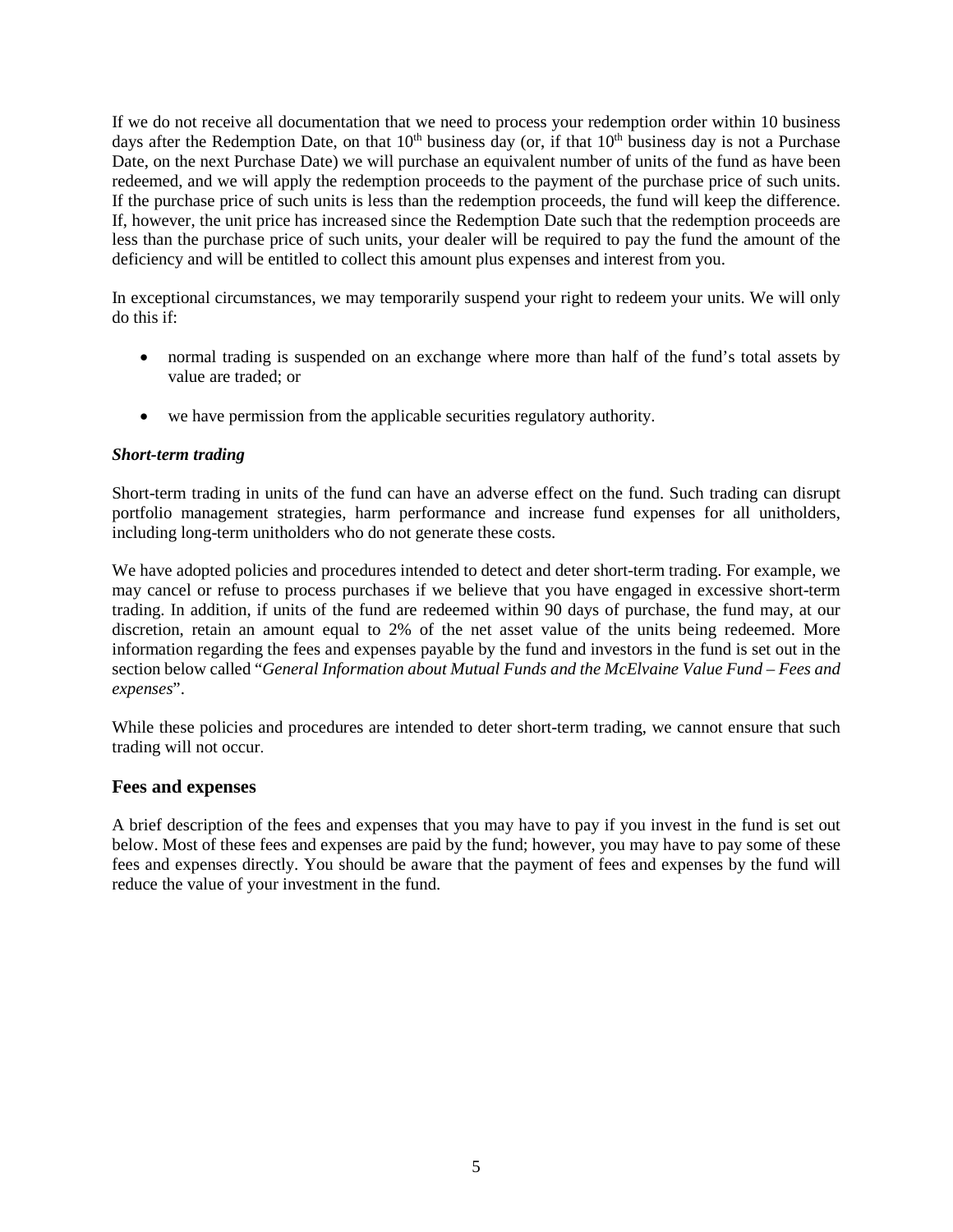If we do not receive all documentation that we need to process your redemption order within 10 business days after the Redemption Date, on that 10th business day (or, if that 10th business day is not a Purchase Date, on the next Purchase Date) we will purchase an equivalent number of units of the fund as have been redeemed, and we will apply the redemption proceeds to the payment of the purchase price of such units. If the purchase price of such units is less than the redemption proceeds, the fund will keep the difference. If, however, the unit price has increased since the Redemption Date such that the redemption proceeds are less than the purchase price of such units, your dealer will be required to pay the fund the amount of the deficiency and will be entitled to collect this amount plus expenses and interest from you.

In exceptional circumstances, we may temporarily suspend your right to redeem your units. We will only do this if:

- normal trading is suspended on an exchange where more than half of the fund's total assets by value are traded; or
- we have permission from the applicable securities regulatory authority.

***Short-term trading***

Short-term trading in units of the fund can have an adverse effect on the fund. Such trading can disrupt portfolio management strategies, harm performance and increase fund expenses for all unitholders, including long-term unitholders who do not generate these costs.

We have adopted policies and procedures intended to detect and deter short-term trading. For example, we may cancel or refuse to process purchases if we believe that you have engaged in excessive short-term trading. In addition, if units of the fund are redeemed within 90 days of purchase, the fund may, at our discretion, retain an amount equal to 2% of the net asset value of the units being redeemed. More information regarding the fees and expenses payable by the fund and investors in the fund is set out in the section below called "*General Information about Mutual Funds and the McElvaine Value Fund – Fees and expenses*".

While these policies and procedures are intended to deter short-term trading, we cannot ensure that such trading will not occur.

## Fees and expenses

A brief description of the fees and expenses that you may have to pay if you invest in the fund is set out below. Most of these fees and expenses are paid by the fund; however, you may have to pay some of these fees and expenses directly. You should be aware that the payment of fees and expenses by the fund will reduce the value of your investment in the fund.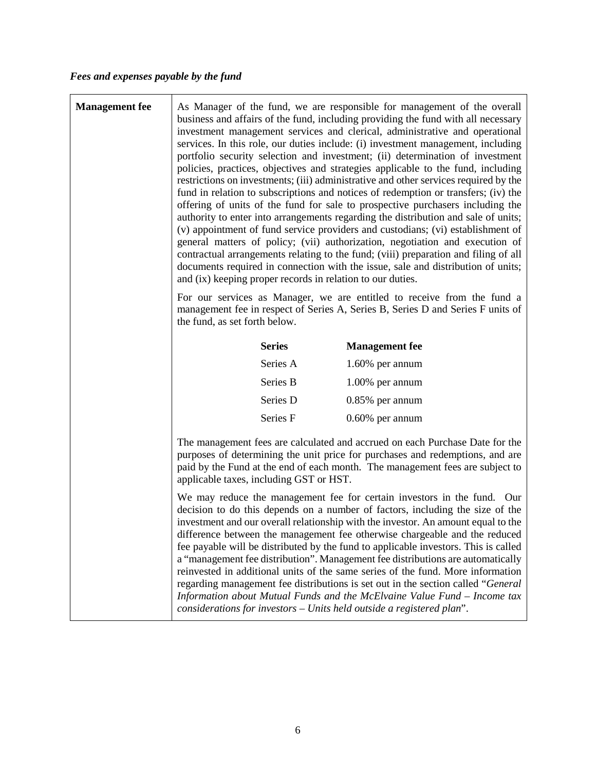*Fees and expenses payable by the fund*

| **Management fee** | As Manager of the fund, we are responsible for management of the overall business and affairs of the fund, including providing the fund with all necessary investment management services and clerical, administrative and operational services. In this role, our duties include: (i) investment management, including portfolio security selection and investment; (ii) determination of investment policies, practices, objectives and strategies applicable to the fund, including restrictions on investments; (iii) administrative and other services required by the fund in relation to subscriptions and notices of redemption or transfers; (iv) the offering of units of the fund for sale to prospective purchasers including the authority to enter into arrangements regarding the distribution and sale of units; (v) appointment of fund service providers and custodians; (vi) establishment of general matters of policy; (vii) authorization, negotiation and execution of contractual arrangements relating to the fund; (viii) preparation and filing of all documents required in connection with the issue, sale and distribution of units; and (ix) keeping proper records in relation to our duties.<br><br>For our services as Manager, we are entitled to receive from the fund a management fee in respect of Series A, Series B, Series D and Series F units of the fund, as set forth below.<br><br>**Series** — **Management fee**<br>Series A — 1.60% per annum<br>Series B — 1.00% per annum<br>Series D — 0.85% per annum<br>Series F — 0.60% per annum<br><br>The management fees are calculated and accrued on each Purchase Date for the purposes of determining the unit price for purchases and redemptions, and are paid by the Fund at the end of each month. The management fees are subject to applicable taxes, including GST or HST.<br><br>We may reduce the management fee for certain investors in the fund. Our decision to do this depends on a number of factors, including the size of the investment and our overall relationship with the investor. An amount equal to the difference between the management fee otherwise chargeable and the reduced fee payable will be distributed by the fund to applicable investors. This is called a "management fee distribution". Management fee distributions are automatically reinvested in additional units of the same series of the fund. More information regarding management fee distributions is set out in the section called "*General Information about Mutual Funds and the McElvaine Value Fund – Income tax considerations for investors – Units held outside a registered plan*". |
|---|---|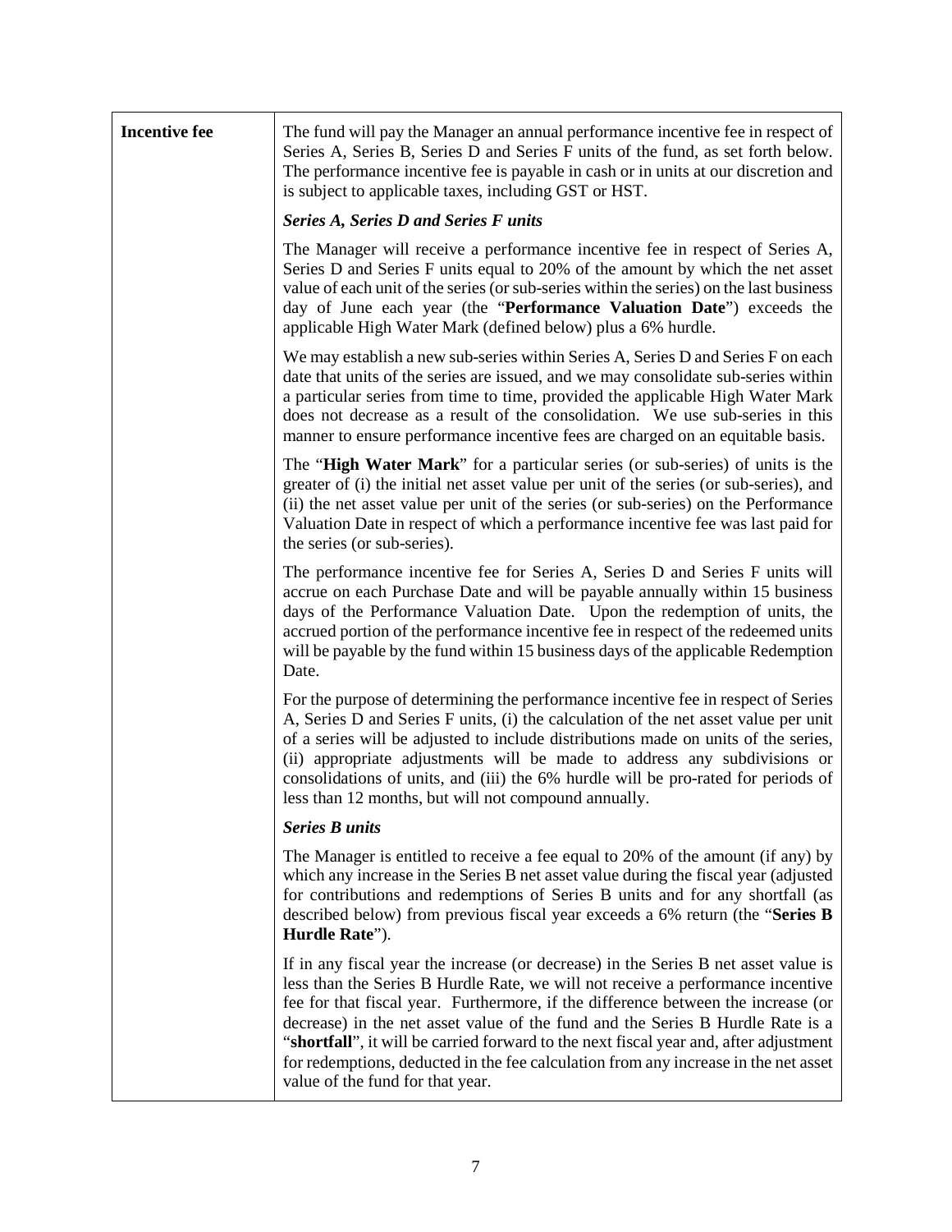| | |
|---|---|
| **Incentive fee** | The fund will pay the Manager an annual performance incentive fee in respect of Series A, Series B, Series D and Series F units of the fund, as set forth below. The performance incentive fee is payable in cash or in units at our discretion and is subject to applicable taxes, including GST or HST.<br><br>***Series A, Series D and Series F units***<br><br>The Manager will receive a performance incentive fee in respect of Series A, Series D and Series F units equal to 20% of the amount by which the net asset value of each unit of the series (or sub-series within the series) on the last business day of June each year (the "**Performance Valuation Date**") exceeds the applicable High Water Mark (defined below) plus a 6% hurdle.<br><br>We may establish a new sub-series within Series A, Series D and Series F on each date that units of the series are issued, and we may consolidate sub-series within a particular series from time to time, provided the applicable High Water Mark does not decrease as a result of the consolidation. We use sub-series in this manner to ensure performance incentive fees are charged on an equitable basis.<br><br>The "**High Water Mark**" for a particular series (or sub-series) of units is the greater of (i) the initial net asset value per unit of the series (or sub-series), and (ii) the net asset value per unit of the series (or sub-series) on the Performance Valuation Date in respect of which a performance incentive fee was last paid for the series (or sub-series).<br><br>The performance incentive fee for Series A, Series D and Series F units will accrue on each Purchase Date and will be payable annually within 15 business days of the Performance Valuation Date. Upon the redemption of units, the accrued portion of the performance incentive fee in respect of the redeemed units will be payable by the fund within 15 business days of the applicable Redemption Date.<br><br>For the purpose of determining the performance incentive fee in respect of Series A, Series D and Series F units, (i) the calculation of the net asset value per unit of a series will be adjusted to include distributions made on units of the series, (ii) appropriate adjustments will be made to address any subdivisions or consolidations of units, and (iii) the 6% hurdle will be pro-rated for periods of less than 12 months, but will not compound annually.<br><br>***Series B units***<br><br>The Manager is entitled to receive a fee equal to 20% of the amount (if any) by which any increase in the Series B net asset value during the fiscal year (adjusted for contributions and redemptions of Series B units and for any shortfall (as described below) from previous fiscal year exceeds a 6% return (the "**Series B Hurdle Rate**").<br><br>If in any fiscal year the increase (or decrease) in the Series B net asset value is less than the Series B Hurdle Rate, we will not receive a performance incentive fee for that fiscal year. Furthermore, if the difference between the increase (or decrease) in the net asset value of the fund and the Series B Hurdle Rate is a "**shortfall**", it will be carried forward to the next fiscal year and, after adjustment for redemptions, deducted in the fee calculation from any increase in the net asset value of the fund for that year. |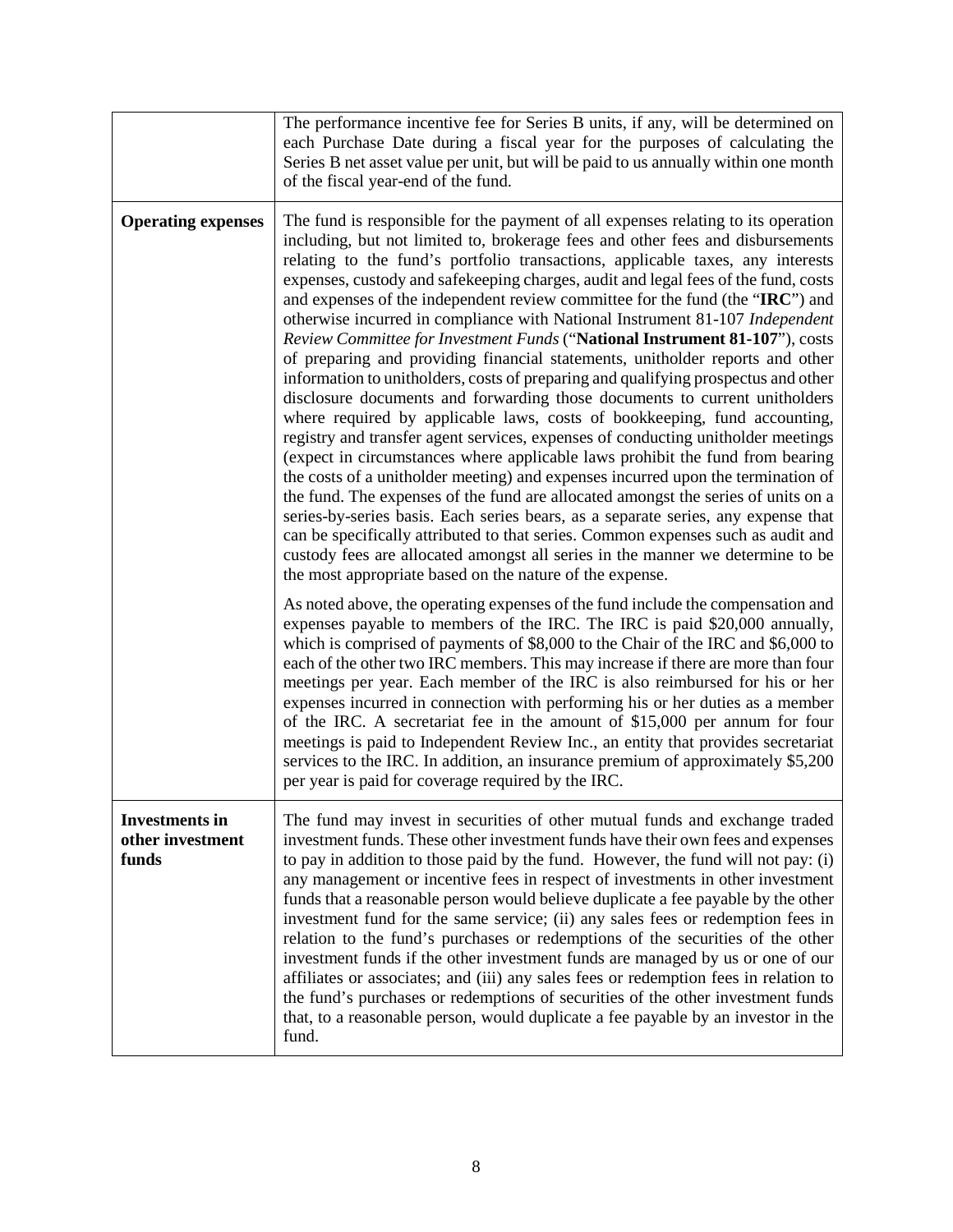| | |
|---|---|
| | The performance incentive fee for Series B units, if any, will be determined on each Purchase Date during a fiscal year for the purposes of calculating the Series B net asset value per unit, but will be paid to us annually within one month of the fiscal year-end of the fund. |
| **Operating expenses** | The fund is responsible for the payment of all expenses relating to its operation including, but not limited to, brokerage fees and other fees and disbursements relating to the fund's portfolio transactions, applicable taxes, any interests expenses, custody and safekeeping charges, audit and legal fees of the fund, costs and expenses of the independent review committee for the fund (the "**IRC**") and otherwise incurred in compliance with National Instrument 81-107 *Independent Review Committee for Investment Funds* ("**National Instrument 81-107**"), costs of preparing and providing financial statements, unitholder reports and other information to unitholders, costs of preparing and qualifying prospectus and other disclosure documents and forwarding those documents to current unitholders where required by applicable laws, costs of bookkeeping, fund accounting, registry and transfer agent services, expenses of conducting unitholder meetings (expect in circumstances where applicable laws prohibit the fund from bearing the costs of a unitholder meeting) and expenses incurred upon the termination of the fund. The expenses of the fund are allocated amongst the series of units on a series-by-series basis. Each series bears, as a separate series, any expense that can be specifically attributed to that series. Common expenses such as audit and custody fees are allocated amongst all series in the manner we determine to be the most appropriate based on the nature of the expense.<br><br>As noted above, the operating expenses of the fund include the compensation and expenses payable to members of the IRC. The IRC is paid \$20,000 annually, which is comprised of payments of \$8,000 to the Chair of the IRC and \$6,000 to each of the other two IRC members. This may increase if there are more than four meetings per year. Each member of the IRC is also reimbursed for his or her expenses incurred in connection with performing his or her duties as a member of the IRC. A secretariat fee in the amount of \$15,000 per annum for four meetings is paid to Independent Review Inc., an entity that provides secretariat services to the IRC. In addition, an insurance premium of approximately \$5,200 per year is paid for coverage required by the IRC. |
| **Investments in other investment funds** | The fund may invest in securities of other mutual funds and exchange traded investment funds. These other investment funds have their own fees and expenses to pay in addition to those paid by the fund. However, the fund will not pay: (i) any management or incentive fees in respect of investments in other investment funds that a reasonable person would believe duplicate a fee payable by the other investment fund for the same service; (ii) any sales fees or redemption fees in relation to the fund's purchases or redemptions of the securities of the other investment funds if the other investment funds are managed by us or one of our affiliates or associates; and (iii) any sales fees or redemption fees in relation to the fund's purchases or redemptions of securities of the other investment funds that, to a reasonable person, would duplicate a fee payable by an investor in the fund. |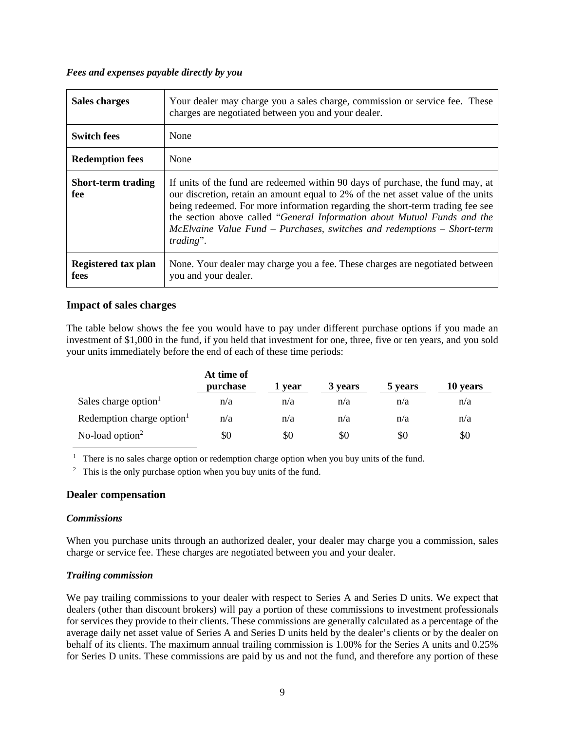***Fees and expenses payable directly by you***

| **Sales charges** | Your dealer may charge you a sales charge, commission or service fee. These charges are negotiated between you and your dealer. |
|---|---|
| **Switch fees** | None |
| **Redemption fees** | None |
| **Short-term trading fee** | If units of the fund are redeemed within 90 days of purchase, the fund may, at our discretion, retain an amount equal to 2% of the net asset value of the units being redeemed. For more information regarding the short-term trading fee see the section above called "*General Information about Mutual Funds and the McElvaine Value Fund – Purchases, switches and redemptions – Short-term trading*". |
| **Registered tax plan fees** | None. Your dealer may charge you a fee. These charges are negotiated between you and your dealer. |

## Impact of sales charges

The table below shows the fee you would have to pay under different purchase options if you made an investment of $1,000 in the fund, if you held that investment for one, three, five or ten years, and you sold your units immediately before the end of each of these time periods:

| | At time of purchase | 1 year | 3 years | 5 years | 10 years |
|---|---|---|---|---|---|
| Sales charge option[1] | n/a | n/a | n/a | n/a | n/a |
| Redemption charge option[1] | n/a | n/a | n/a | n/a | n/a |
| No-load option[2] | $0 | $0 | $0 | $0 | $0 |

[1] There is no sales charge option or redemption charge option when you buy units of the fund.

[2] This is the only purchase option when you buy units of the fund.

## Dealer compensation

***Commissions***

When you purchase units through an authorized dealer, your dealer may charge you a commission, sales charge or service fee. These charges are negotiated between you and your dealer.

***Trailing commission***

We pay trailing commissions to your dealer with respect to Series A and Series D units. We expect that dealers (other than discount brokers) will pay a portion of these commissions to investment professionals for services they provide to their clients. These commissions are generally calculated as a percentage of the average daily net asset value of Series A and Series D units held by the dealer's clients or by the dealer on behalf of its clients. The maximum annual trailing commission is 1.00% for the Series A units and 0.25% for Series D units. These commissions are paid by us and not the fund, and therefore any portion of these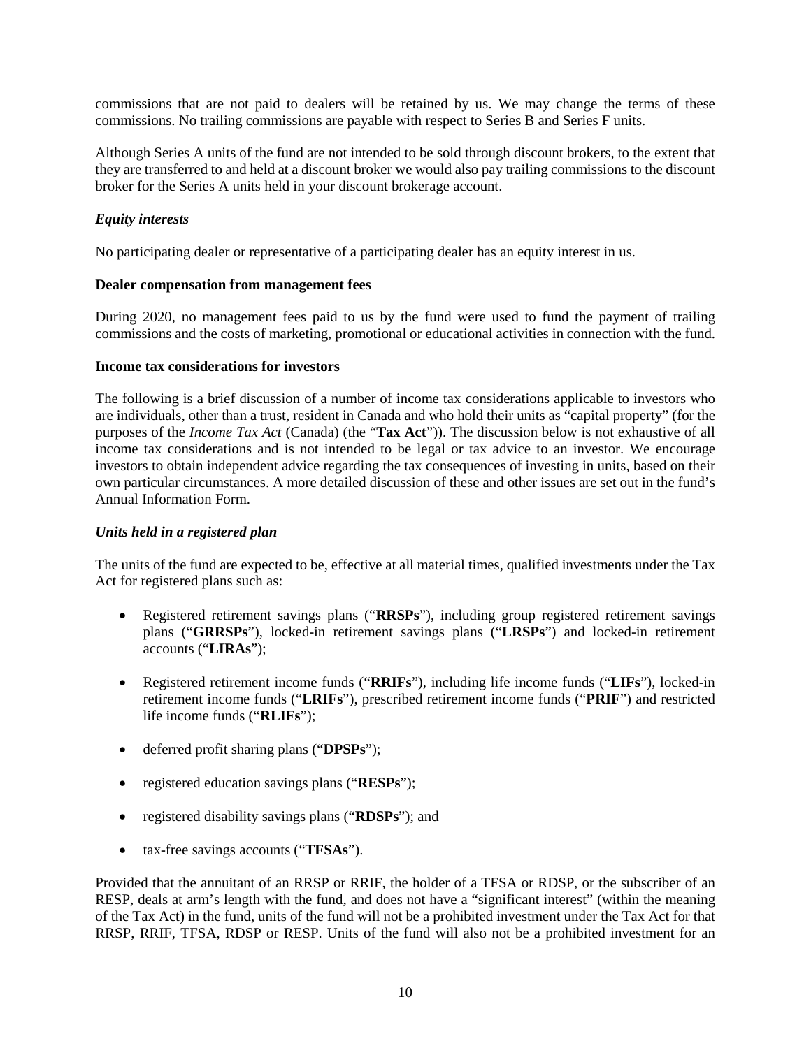commissions that are not paid to dealers will be retained by us. We may change the terms of these commissions. No trailing commissions are payable with respect to Series B and Series F units.

Although Series A units of the fund are not intended to be sold through discount brokers, to the extent that they are transferred to and held at a discount broker we would also pay trailing commissions to the discount broker for the Series A units held in your discount brokerage account.

#### *Equity interests*

No participating dealer or representative of a participating dealer has an equity interest in us.

### Dealer compensation from management fees

During 2020, no management fees paid to us by the fund were used to fund the payment of trailing commissions and the costs of marketing, promotional or educational activities in connection with the fund.

### Income tax considerations for investors

The following is a brief discussion of a number of income tax considerations applicable to investors who are individuals, other than a trust, resident in Canada and who hold their units as "capital property" (for the purposes of the *Income Tax Act* (Canada) (the "**Tax Act**")). The discussion below is not exhaustive of all income tax considerations and is not intended to be legal or tax advice to an investor. We encourage investors to obtain independent advice regarding the tax consequences of investing in units, based on their own particular circumstances. A more detailed discussion of these and other issues are set out in the fund's Annual Information Form.

#### *Units held in a registered plan*

The units of the fund are expected to be, effective at all material times, qualified investments under the Tax Act for registered plans such as:

- Registered retirement savings plans ("**RRSPs**"), including group registered retirement savings plans ("**GRRSPs**"), locked-in retirement savings plans ("**LRSPs**") and locked-in retirement accounts ("**LIRAs**");
- Registered retirement income funds ("**RRIFs**"), including life income funds ("**LIFs**"), locked-in retirement income funds ("**LRIFs**"), prescribed retirement income funds ("**PRIF**") and restricted life income funds ("**RLIFs**");
- deferred profit sharing plans ("**DPSPs**");
- registered education savings plans ("**RESPs**");
- registered disability savings plans ("**RDSPs**"); and
- tax-free savings accounts ("**TFSAs**").

Provided that the annuitant of an RRSP or RRIF, the holder of a TFSA or RDSP, or the subscriber of an RESP, deals at arm's length with the fund, and does not have a "significant interest" (within the meaning of the Tax Act) in the fund, units of the fund will not be a prohibited investment under the Tax Act for that RRSP, RRIF, TFSA, RDSP or RESP. Units of the fund will also not be a prohibited investment for an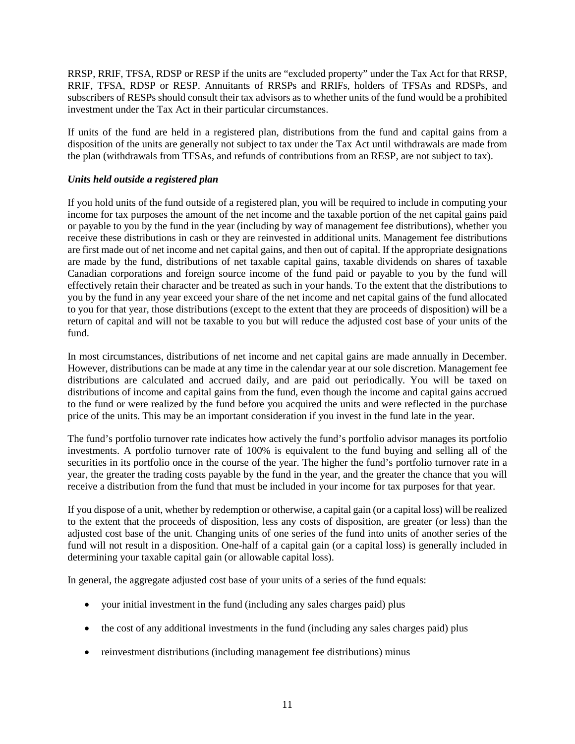RRSP, RRIF, TFSA, RDSP or RESP if the units are "excluded property" under the Tax Act for that RRSP, RRIF, TFSA, RDSP or RESP. Annuitants of RRSPs and RRIFs, holders of TFSAs and RDSPs, and subscribers of RESPs should consult their tax advisors as to whether units of the fund would be a prohibited investment under the Tax Act in their particular circumstances.

If units of the fund are held in a registered plan, distributions from the fund and capital gains from a disposition of the units are generally not subject to tax under the Tax Act until withdrawals are made from the plan (withdrawals from TFSAs, and refunds of contributions from an RESP, are not subject to tax).

***Units held outside a registered plan***

If you hold units of the fund outside of a registered plan, you will be required to include in computing your income for tax purposes the amount of the net income and the taxable portion of the net capital gains paid or payable to you by the fund in the year (including by way of management fee distributions), whether you receive these distributions in cash or they are reinvested in additional units. Management fee distributions are first made out of net income and net capital gains, and then out of capital. If the appropriate designations are made by the fund, distributions of net taxable capital gains, taxable dividends on shares of taxable Canadian corporations and foreign source income of the fund paid or payable to you by the fund will effectively retain their character and be treated as such in your hands. To the extent that the distributions to you by the fund in any year exceed your share of the net income and net capital gains of the fund allocated to you for that year, those distributions (except to the extent that they are proceeds of disposition) will be a return of capital and will not be taxable to you but will reduce the adjusted cost base of your units of the fund.

In most circumstances, distributions of net income and net capital gains are made annually in December. However, distributions can be made at any time in the calendar year at our sole discretion. Management fee distributions are calculated and accrued daily, and are paid out periodically. You will be taxed on distributions of income and capital gains from the fund, even though the income and capital gains accrued to the fund or were realized by the fund before you acquired the units and were reflected in the purchase price of the units. This may be an important consideration if you invest in the fund late in the year.

The fund's portfolio turnover rate indicates how actively the fund's portfolio advisor manages its portfolio investments. A portfolio turnover rate of 100% is equivalent to the fund buying and selling all of the securities in its portfolio once in the course of the year. The higher the fund's portfolio turnover rate in a year, the greater the trading costs payable by the fund in the year, and the greater the chance that you will receive a distribution from the fund that must be included in your income for tax purposes for that year.

If you dispose of a unit, whether by redemption or otherwise, a capital gain (or a capital loss) will be realized to the extent that the proceeds of disposition, less any costs of disposition, are greater (or less) than the adjusted cost base of the unit. Changing units of one series of the fund into units of another series of the fund will not result in a disposition. One-half of a capital gain (or a capital loss) is generally included in determining your taxable capital gain (or allowable capital loss).

In general, the aggregate adjusted cost base of your units of a series of the fund equals:

- your initial investment in the fund (including any sales charges paid) plus
- the cost of any additional investments in the fund (including any sales charges paid) plus
- reinvestment distributions (including management fee distributions) minus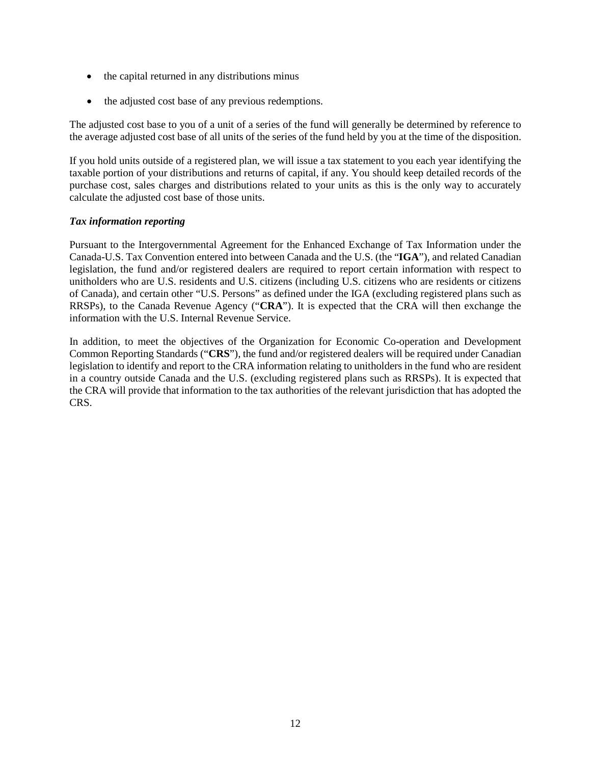- the capital returned in any distributions minus
- the adjusted cost base of any previous redemptions.

The adjusted cost base to you of a unit of a series of the fund will generally be determined by reference to the average adjusted cost base of all units of the series of the fund held by you at the time of the disposition.

If you hold units outside of a registered plan, we will issue a tax statement to you each year identifying the taxable portion of your distributions and returns of capital, if any. You should keep detailed records of the purchase cost, sales charges and distributions related to your units as this is the only way to accurately calculate the adjusted cost base of those units.

***Tax information reporting***

Pursuant to the Intergovernmental Agreement for the Enhanced Exchange of Tax Information under the Canada-U.S. Tax Convention entered into between Canada and the U.S. (the "**IGA**"), and related Canadian legislation, the fund and/or registered dealers are required to report certain information with respect to unitholders who are U.S. residents and U.S. citizens (including U.S. citizens who are residents or citizens of Canada), and certain other "U.S. Persons" as defined under the IGA (excluding registered plans such as RRSPs), to the Canada Revenue Agency ("**CRA**"). It is expected that the CRA will then exchange the information with the U.S. Internal Revenue Service.

In addition, to meet the objectives of the Organization for Economic Co-operation and Development Common Reporting Standards ("**CRS**"), the fund and/or registered dealers will be required under Canadian legislation to identify and report to the CRA information relating to unitholders in the fund who are resident in a country outside Canada and the U.S. (excluding registered plans such as RRSPs). It is expected that the CRA will provide that information to the tax authorities of the relevant jurisdiction that has adopted the CRS.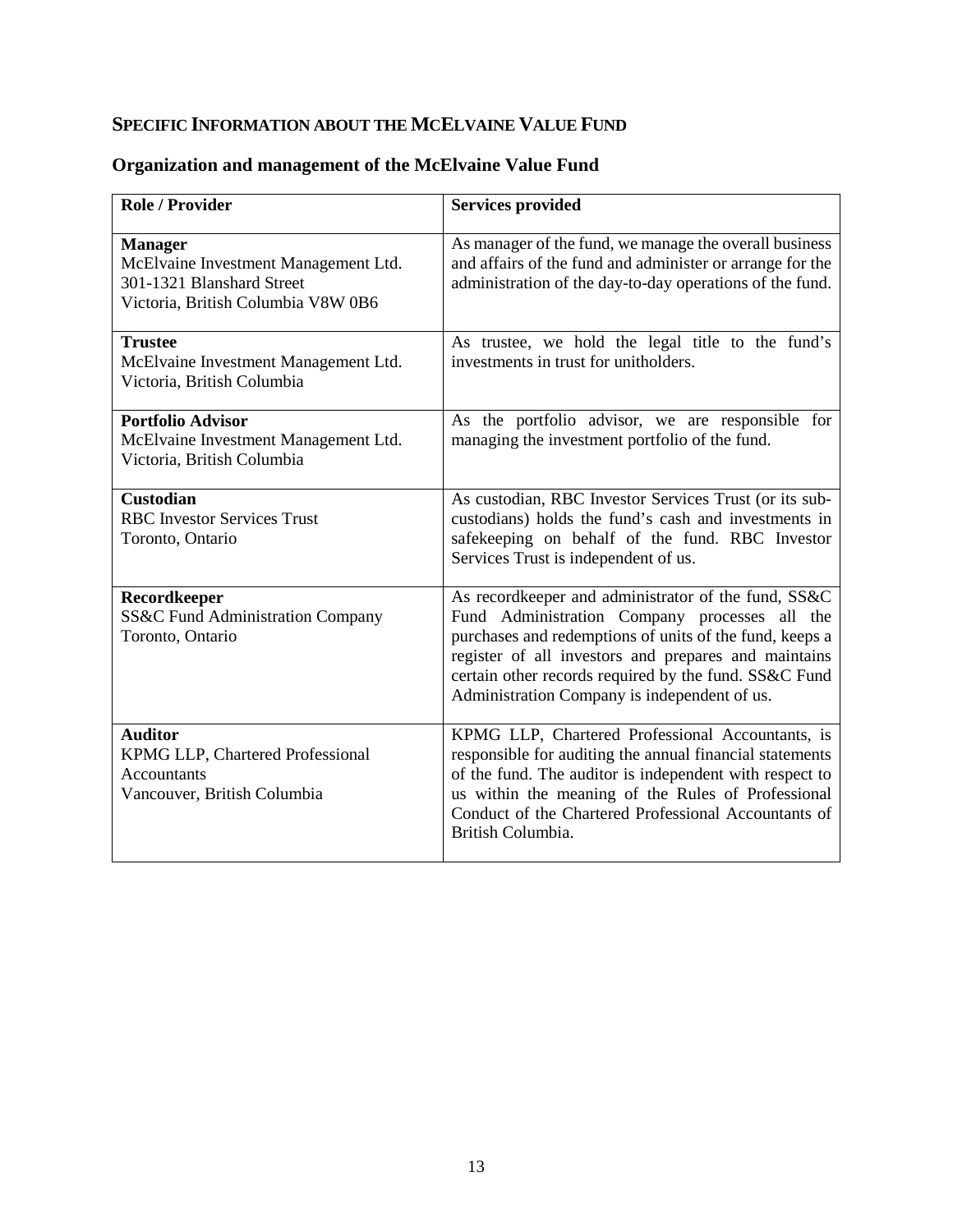## SPECIFIC INFORMATION ABOUT THE MCELVAINE VALUE FUND

### Organization and management of the McElvaine Value Fund

| Role / Provider | Services provided |
|---|---|
| **Manager**<br>McElvaine Investment Management Ltd.<br>301-1321 Blanshard Street<br>Victoria, British Columbia V8W 0B6 | As manager of the fund, we manage the overall business and affairs of the fund and administer or arrange for the administration of the day-to-day operations of the fund. |
| **Trustee**<br>McElvaine Investment Management Ltd.<br>Victoria, British Columbia | As trustee, we hold the legal title to the fund's investments in trust for unitholders. |
| **Portfolio Advisor**<br>McElvaine Investment Management Ltd.<br>Victoria, British Columbia | As the portfolio advisor, we are responsible for managing the investment portfolio of the fund. |
| **Custodian**<br>RBC Investor Services Trust<br>Toronto, Ontario | As custodian, RBC Investor Services Trust (or its sub-custodians) holds the fund's cash and investments in safekeeping on behalf of the fund. RBC Investor Services Trust is independent of us. |
| **Recordkeeper**<br>SS&C Fund Administration Company<br>Toronto, Ontario | As recordkeeper and administrator of the fund, SS&C Fund Administration Company processes all the purchases and redemptions of units of the fund, keeps a register of all investors and prepares and maintains certain other records required by the fund. SS&C Fund Administration Company is independent of us. |
| **Auditor**<br>KPMG LLP, Chartered Professional Accountants<br>Vancouver, British Columbia | KPMG LLP, Chartered Professional Accountants, is responsible for auditing the annual financial statements of the fund. The auditor is independent with respect to us within the meaning of the Rules of Professional Conduct of the Chartered Professional Accountants of British Columbia. |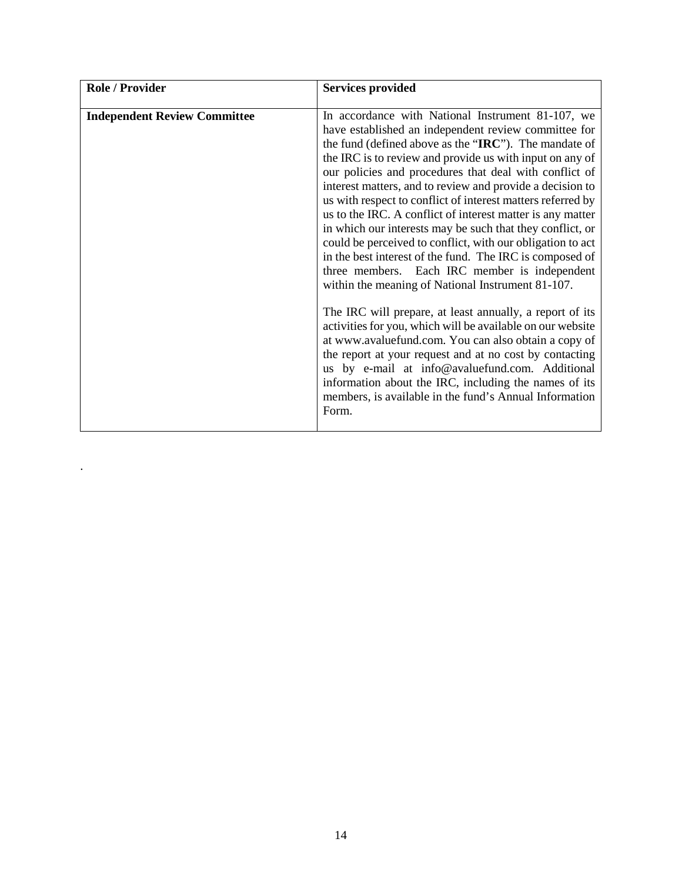| Role / Provider | Services provided |
|---|---|
| **Independent Review Committee** | In accordance with National Instrument 81-107, we have established an independent review committee for the fund (defined above as the "**IRC**"). The mandate of the IRC is to review and provide us with input on any of our policies and procedures that deal with conflict of interest matters, and to review and provide a decision to us with respect to conflict of interest matters referred by us to the IRC. A conflict of interest matter is any matter in which our interests may be such that they conflict, or could be perceived to conflict, with our obligation to act in the best interest of the fund. The IRC is composed of three members. Each IRC member is independent within the meaning of National Instrument 81-107.<br><br>The IRC will prepare, at least annually, a report of its activities for you, which will be available on our website at www.avaluefund.com. You can also obtain a copy of the report at your request and at no cost by contacting us by e-mail at info@avaluefund.com. Additional information about the IRC, including the names of its members, is available in the fund's Annual Information Form. |

.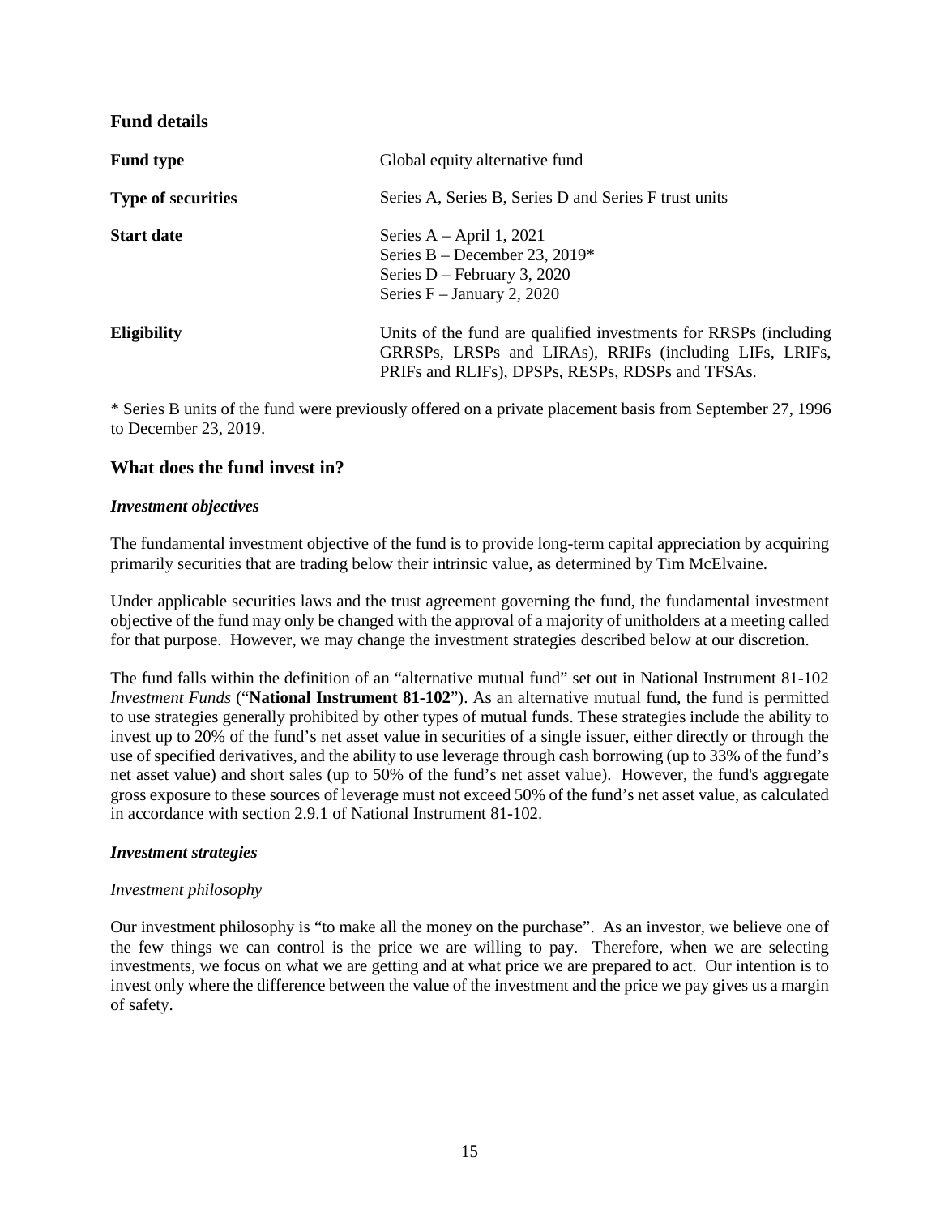## Fund details

| | |
|---|---|
| **Fund type** | Global equity alternative fund |
| **Type of securities** | Series A, Series B, Series D and Series F trust units |
| **Start date** | Series A – April 1, 2021<br>Series B – December 23, 2019*<br>Series D – February 3, 2020<br>Series F – January 2, 2020 |
| **Eligibility** | Units of the fund are qualified investments for RRSPs (including GRRSPs, LRSPs and LIRAs), RRIFs (including LIFs, LRIFs, PRIFs and RLIFs), DPSPs, RESPs, RDSPs and TFSAs. |

\* Series B units of the fund were previously offered on a private placement basis from September 27, 1996 to December 23, 2019.

## What does the fund invest in?

### *Investment objectives*

The fundamental investment objective of the fund is to provide long-term capital appreciation by acquiring primarily securities that are trading below their intrinsic value, as determined by Tim McElvaine.

Under applicable securities laws and the trust agreement governing the fund, the fundamental investment objective of the fund may only be changed with the approval of a majority of unitholders at a meeting called for that purpose. However, we may change the investment strategies described below at our discretion.

The fund falls within the definition of an "alternative mutual fund" set out in National Instrument 81-102 *Investment Funds* ("**National Instrument 81-102**"). As an alternative mutual fund, the fund is permitted to use strategies generally prohibited by other types of mutual funds. These strategies include the ability to invest up to 20% of the fund's net asset value in securities of a single issuer, either directly or through the use of specified derivatives, and the ability to use leverage through cash borrowing (up to 33% of the fund's net asset value) and short sales (up to 50% of the fund's net asset value). However, the fund's aggregate gross exposure to these sources of leverage must not exceed 50% of the fund's net asset value, as calculated in accordance with section 2.9.1 of National Instrument 81-102.

### *Investment strategies*

*Investment philosophy*

Our investment philosophy is "to make all the money on the purchase". As an investor, we believe one of the few things we can control is the price we are willing to pay. Therefore, when we are selecting investments, we focus on what we are getting and at what price we are prepared to act. Our intention is to invest only where the difference between the value of the investment and the price we pay gives us a margin of safety.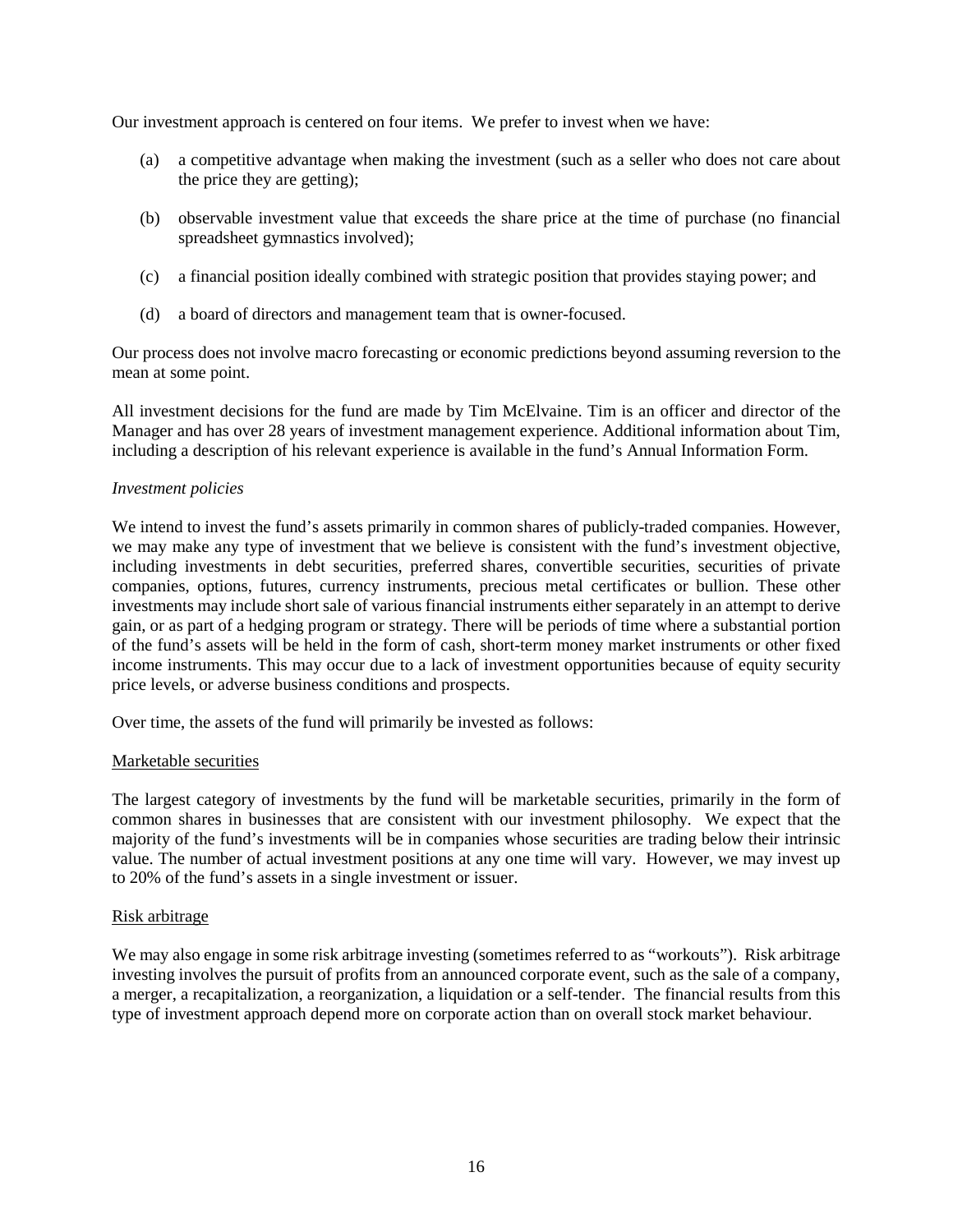Our investment approach is centered on four items. We prefer to invest when we have:

(a) a competitive advantage when making the investment (such as a seller who does not care about the price they are getting);

(b) observable investment value that exceeds the share price at the time of purchase (no financial spreadsheet gymnastics involved);

(c) a financial position ideally combined with strategic position that provides staying power; and

(d) a board of directors and management team that is owner-focused.

Our process does not involve macro forecasting or economic predictions beyond assuming reversion to the mean at some point.

All investment decisions for the fund are made by Tim McElvaine. Tim is an officer and director of the Manager and has over 28 years of investment management experience. Additional information about Tim, including a description of his relevant experience is available in the fund's Annual Information Form.

*Investment policies*

We intend to invest the fund's assets primarily in common shares of publicly-traded companies. However, we may make any type of investment that we believe is consistent with the fund's investment objective, including investments in debt securities, preferred shares, convertible securities, securities of private companies, options, futures, currency instruments, precious metal certificates or bullion. These other investments may include short sale of various financial instruments either separately in an attempt to derive gain, or as part of a hedging program or strategy. There will be periods of time where a substantial portion of the fund's assets will be held in the form of cash, short-term money market instruments or other fixed income instruments. This may occur due to a lack of investment opportunities because of equity security price levels, or adverse business conditions and prospects.

Over time, the assets of the fund will primarily be invested as follows:

<u>Marketable securities</u>

The largest category of investments by the fund will be marketable securities, primarily in the form of common shares in businesses that are consistent with our investment philosophy. We expect that the majority of the fund's investments will be in companies whose securities are trading below their intrinsic value. The number of actual investment positions at any one time will vary. However, we may invest up to 20% of the fund's assets in a single investment or issuer.

<u>Risk arbitrage</u>

We may also engage in some risk arbitrage investing (sometimes referred to as "workouts"). Risk arbitrage investing involves the pursuit of profits from an announced corporate event, such as the sale of a company, a merger, a recapitalization, a reorganization, a liquidation or a self-tender. The financial results from this type of investment approach depend more on corporate action than on overall stock market behaviour.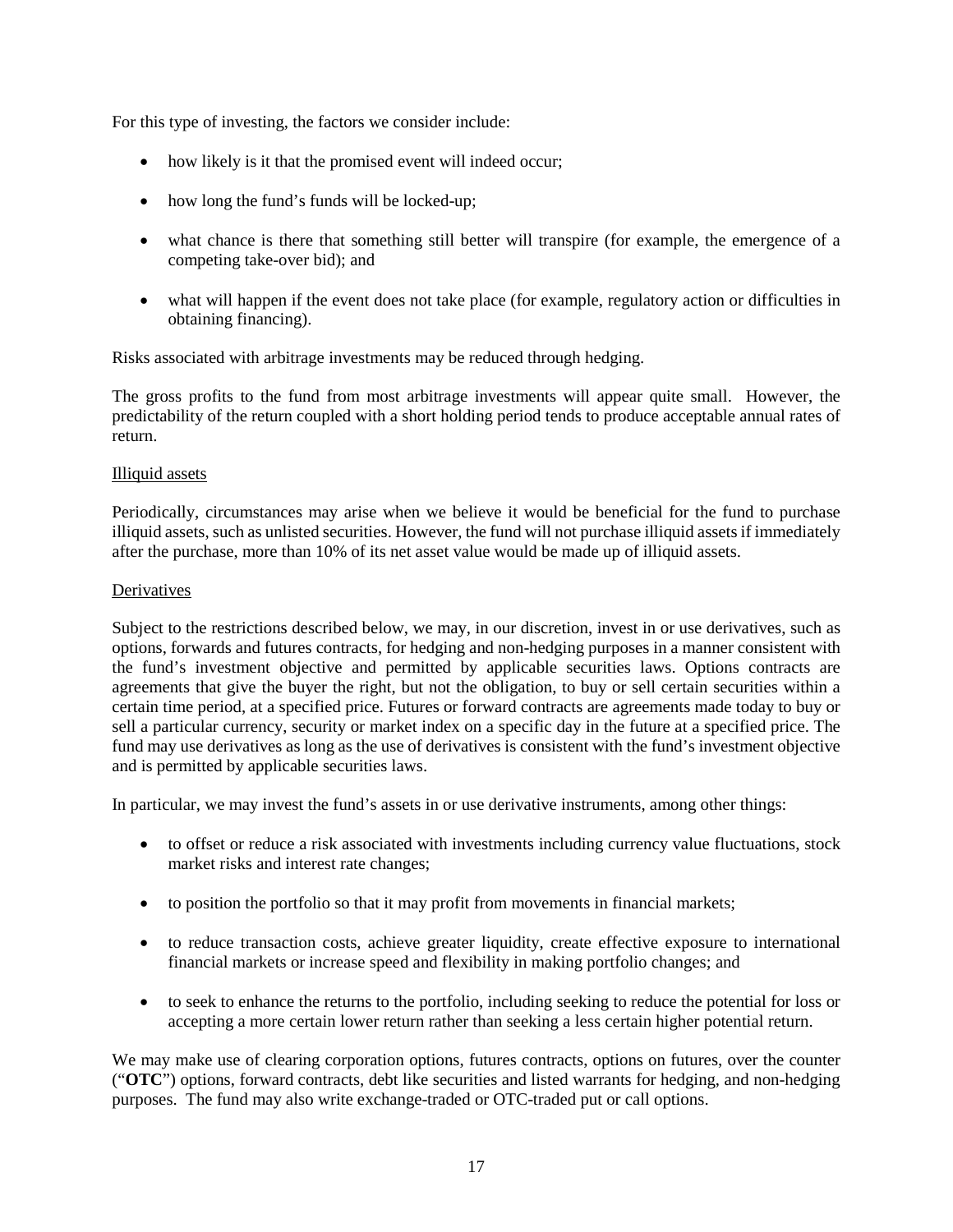For this type of investing, the factors we consider include:

- how likely is it that the promised event will indeed occur;
- how long the fund's funds will be locked-up;
- what chance is there that something still better will transpire (for example, the emergence of a competing take-over bid); and
- what will happen if the event does not take place (for example, regulatory action or difficulties in obtaining financing).

Risks associated with arbitrage investments may be reduced through hedging.

The gross profits to the fund from most arbitrage investments will appear quite small. However, the predictability of the return coupled with a short holding period tends to produce acceptable annual rates of return.

Illiquid assets

Periodically, circumstances may arise when we believe it would be beneficial for the fund to purchase illiquid assets, such as unlisted securities. However, the fund will not purchase illiquid assets if immediately after the purchase, more than 10% of its net asset value would be made up of illiquid assets.

Derivatives

Subject to the restrictions described below, we may, in our discretion, invest in or use derivatives, such as options, forwards and futures contracts, for hedging and non-hedging purposes in a manner consistent with the fund's investment objective and permitted by applicable securities laws. Options contracts are agreements that give the buyer the right, but not the obligation, to buy or sell certain securities within a certain time period, at a specified price. Futures or forward contracts are agreements made today to buy or sell a particular currency, security or market index on a specific day in the future at a specified price. The fund may use derivatives as long as the use of derivatives is consistent with the fund's investment objective and is permitted by applicable securities laws.

In particular, we may invest the fund's assets in or use derivative instruments, among other things:

- to offset or reduce a risk associated with investments including currency value fluctuations, stock market risks and interest rate changes;
- to position the portfolio so that it may profit from movements in financial markets;
- to reduce transaction costs, achieve greater liquidity, create effective exposure to international financial markets or increase speed and flexibility in making portfolio changes; and
- to seek to enhance the returns to the portfolio, including seeking to reduce the potential for loss or accepting a more certain lower return rather than seeking a less certain higher potential return.

We may make use of clearing corporation options, futures contracts, options on futures, over the counter ("**OTC**") options, forward contracts, debt like securities and listed warrants for hedging, and non-hedging purposes. The fund may also write exchange-traded or OTC-traded put or call options.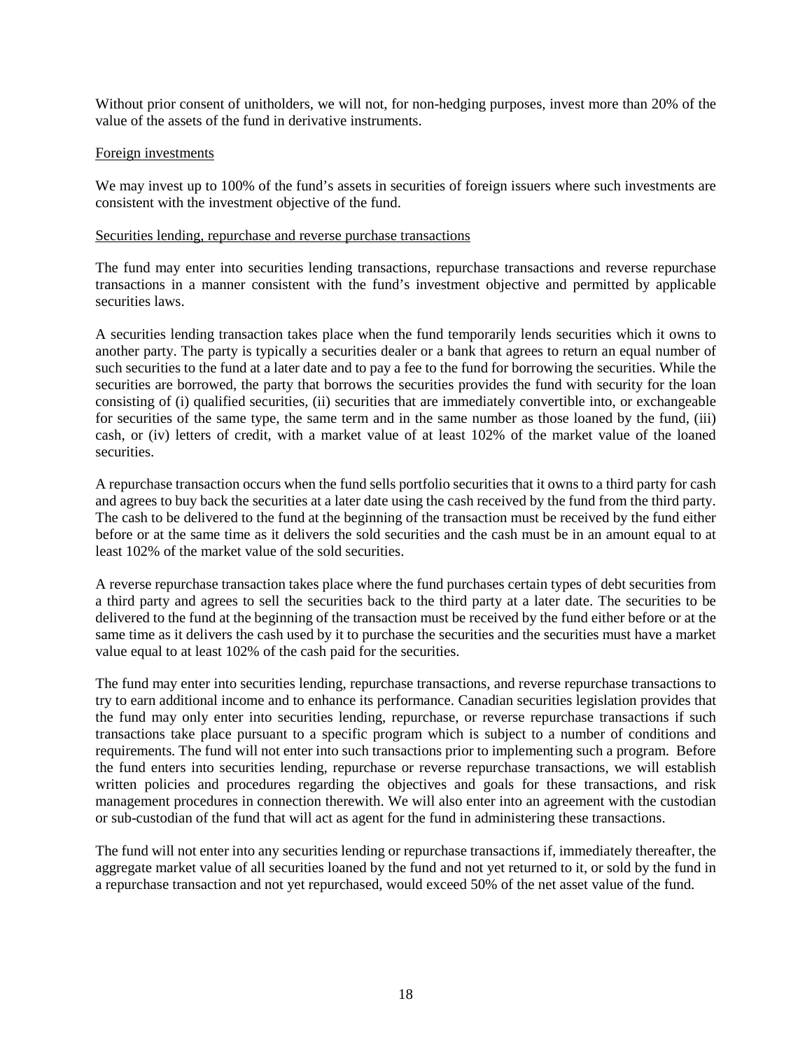Without prior consent of unitholders, we will not, for non-hedging purposes, invest more than 20% of the value of the assets of the fund in derivative instruments.

Foreign investments

We may invest up to 100% of the fund's assets in securities of foreign issuers where such investments are consistent with the investment objective of the fund.

Securities lending, repurchase and reverse purchase transactions

The fund may enter into securities lending transactions, repurchase transactions and reverse repurchase transactions in a manner consistent with the fund's investment objective and permitted by applicable securities laws.

A securities lending transaction takes place when the fund temporarily lends securities which it owns to another party. The party is typically a securities dealer or a bank that agrees to return an equal number of such securities to the fund at a later date and to pay a fee to the fund for borrowing the securities. While the securities are borrowed, the party that borrows the securities provides the fund with security for the loan consisting of (i) qualified securities, (ii) securities that are immediately convertible into, or exchangeable for securities of the same type, the same term and in the same number as those loaned by the fund, (iii) cash, or (iv) letters of credit, with a market value of at least 102% of the market value of the loaned securities.

A repurchase transaction occurs when the fund sells portfolio securities that it owns to a third party for cash and agrees to buy back the securities at a later date using the cash received by the fund from the third party. The cash to be delivered to the fund at the beginning of the transaction must be received by the fund either before or at the same time as it delivers the sold securities and the cash must be in an amount equal to at least 102% of the market value of the sold securities.

A reverse repurchase transaction takes place where the fund purchases certain types of debt securities from a third party and agrees to sell the securities back to the third party at a later date. The securities to be delivered to the fund at the beginning of the transaction must be received by the fund either before or at the same time as it delivers the cash used by it to purchase the securities and the securities must have a market value equal to at least 102% of the cash paid for the securities.

The fund may enter into securities lending, repurchase transactions, and reverse repurchase transactions to try to earn additional income and to enhance its performance. Canadian securities legislation provides that the fund may only enter into securities lending, repurchase, or reverse repurchase transactions if such transactions take place pursuant to a specific program which is subject to a number of conditions and requirements. The fund will not enter into such transactions prior to implementing such a program. Before the fund enters into securities lending, repurchase or reverse repurchase transactions, we will establish written policies and procedures regarding the objectives and goals for these transactions, and risk management procedures in connection therewith. We will also enter into an agreement with the custodian or sub-custodian of the fund that will act as agent for the fund in administering these transactions.

The fund will not enter into any securities lending or repurchase transactions if, immediately thereafter, the aggregate market value of all securities loaned by the fund and not yet returned to it, or sold by the fund in a repurchase transaction and not yet repurchased, would exceed 50% of the net asset value of the fund.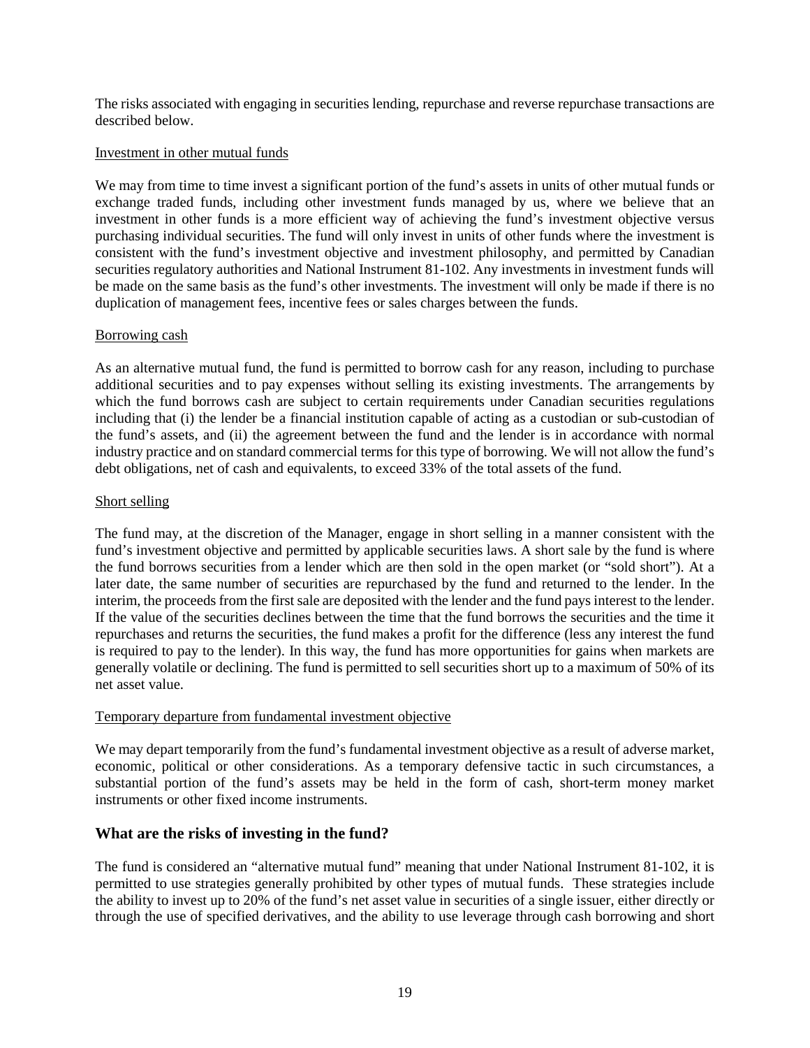The risks associated with engaging in securities lending, repurchase and reverse repurchase transactions are described below.

Investment in other mutual funds

We may from time to time invest a significant portion of the fund's assets in units of other mutual funds or exchange traded funds, including other investment funds managed by us, where we believe that an investment in other funds is a more efficient way of achieving the fund's investment objective versus purchasing individual securities. The fund will only invest in units of other funds where the investment is consistent with the fund's investment objective and investment philosophy, and permitted by Canadian securities regulatory authorities and National Instrument 81-102. Any investments in investment funds will be made on the same basis as the fund's other investments. The investment will only be made if there is no duplication of management fees, incentive fees or sales charges between the funds.

Borrowing cash

As an alternative mutual fund, the fund is permitted to borrow cash for any reason, including to purchase additional securities and to pay expenses without selling its existing investments. The arrangements by which the fund borrows cash are subject to certain requirements under Canadian securities regulations including that (i) the lender be a financial institution capable of acting as a custodian or sub-custodian of the fund's assets, and (ii) the agreement between the fund and the lender is in accordance with normal industry practice and on standard commercial terms for this type of borrowing. We will not allow the fund's debt obligations, net of cash and equivalents, to exceed 33% of the total assets of the fund.

Short selling

The fund may, at the discretion of the Manager, engage in short selling in a manner consistent with the fund's investment objective and permitted by applicable securities laws. A short sale by the fund is where the fund borrows securities from a lender which are then sold in the open market (or "sold short"). At a later date, the same number of securities are repurchased by the fund and returned to the lender. In the interim, the proceeds from the first sale are deposited with the lender and the fund pays interest to the lender. If the value of the securities declines between the time that the fund borrows the securities and the time it repurchases and returns the securities, the fund makes a profit for the difference (less any interest the fund is required to pay to the lender). In this way, the fund has more opportunities for gains when markets are generally volatile or declining. The fund is permitted to sell securities short up to a maximum of 50% of its net asset value.

Temporary departure from fundamental investment objective

We may depart temporarily from the fund's fundamental investment objective as a result of adverse market, economic, political or other considerations. As a temporary defensive tactic in such circumstances, a substantial portion of the fund's assets may be held in the form of cash, short-term money market instruments or other fixed income instruments.

## What are the risks of investing in the fund?

The fund is considered an "alternative mutual fund" meaning that under National Instrument 81-102, it is permitted to use strategies generally prohibited by other types of mutual funds. These strategies include the ability to invest up to 20% of the fund's net asset value in securities of a single issuer, either directly or through the use of specified derivatives, and the ability to use leverage through cash borrowing and short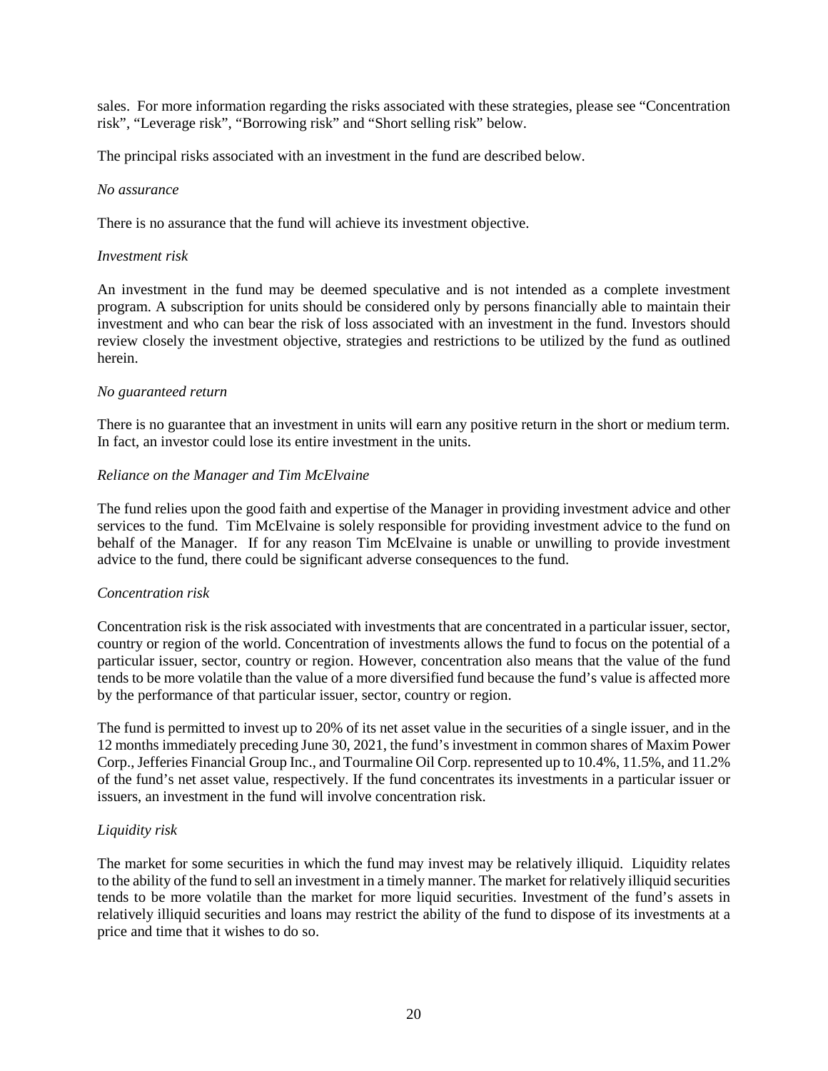sales. For more information regarding the risks associated with these strategies, please see "Concentration risk", "Leverage risk", "Borrowing risk" and "Short selling risk" below.

The principal risks associated with an investment in the fund are described below.

*No assurance*

There is no assurance that the fund will achieve its investment objective.

*Investment risk*

An investment in the fund may be deemed speculative and is not intended as a complete investment program. A subscription for units should be considered only by persons financially able to maintain their investment and who can bear the risk of loss associated with an investment in the fund. Investors should review closely the investment objective, strategies and restrictions to be utilized by the fund as outlined herein.

*No guaranteed return*

There is no guarantee that an investment in units will earn any positive return in the short or medium term. In fact, an investor could lose its entire investment in the units.

*Reliance on the Manager and Tim McElvaine*

The fund relies upon the good faith and expertise of the Manager in providing investment advice and other services to the fund. Tim McElvaine is solely responsible for providing investment advice to the fund on behalf of the Manager. If for any reason Tim McElvaine is unable or unwilling to provide investment advice to the fund, there could be significant adverse consequences to the fund.

*Concentration risk*

Concentration risk is the risk associated with investments that are concentrated in a particular issuer, sector, country or region of the world. Concentration of investments allows the fund to focus on the potential of a particular issuer, sector, country or region. However, concentration also means that the value of the fund tends to be more volatile than the value of a more diversified fund because the fund's value is affected more by the performance of that particular issuer, sector, country or region.

The fund is permitted to invest up to 20% of its net asset value in the securities of a single issuer, and in the 12 months immediately preceding June 30, 2021, the fund's investment in common shares of Maxim Power Corp., Jefferies Financial Group Inc., and Tourmaline Oil Corp. represented up to 10.4%, 11.5%, and 11.2% of the fund's net asset value, respectively. If the fund concentrates its investments in a particular issuer or issuers, an investment in the fund will involve concentration risk.

*Liquidity risk*

The market for some securities in which the fund may invest may be relatively illiquid. Liquidity relates to the ability of the fund to sell an investment in a timely manner. The market for relatively illiquid securities tends to be more volatile than the market for more liquid securities. Investment of the fund's assets in relatively illiquid securities and loans may restrict the ability of the fund to dispose of its investments at a price and time that it wishes to do so.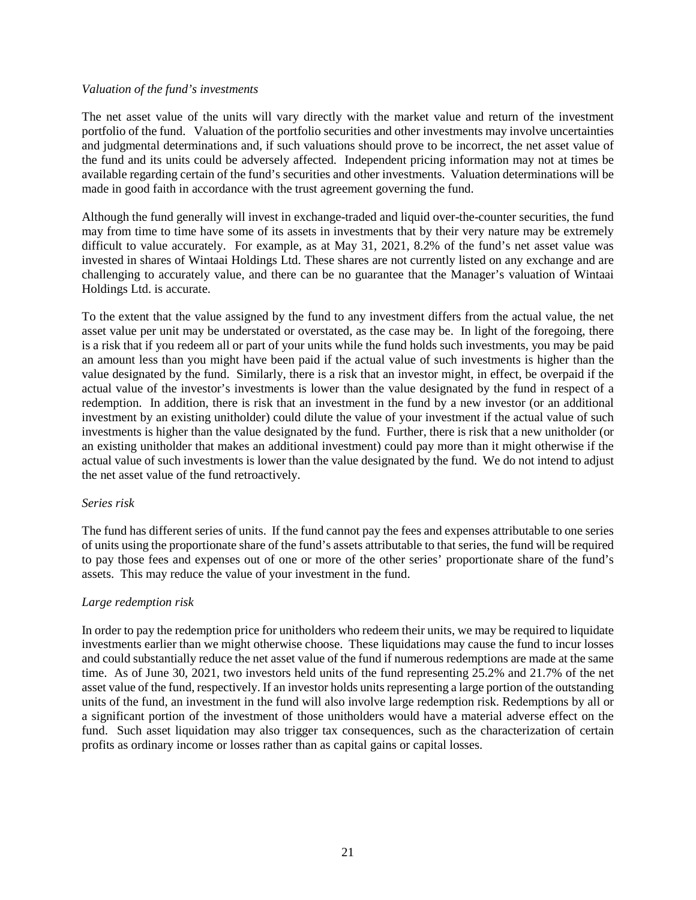*Valuation of the fund's investments*

The net asset value of the units will vary directly with the market value and return of the investment portfolio of the fund. Valuation of the portfolio securities and other investments may involve uncertainties and judgmental determinations and, if such valuations should prove to be incorrect, the net asset value of the fund and its units could be adversely affected. Independent pricing information may not at times be available regarding certain of the fund's securities and other investments. Valuation determinations will be made in good faith in accordance with the trust agreement governing the fund.

Although the fund generally will invest in exchange-traded and liquid over-the-counter securities, the fund may from time to time have some of its assets in investments that by their very nature may be extremely difficult to value accurately. For example, as at May 31, 2021, 8.2% of the fund's net asset value was invested in shares of Wintaai Holdings Ltd. These shares are not currently listed on any exchange and are challenging to accurately value, and there can be no guarantee that the Manager's valuation of Wintaai Holdings Ltd. is accurate.

To the extent that the value assigned by the fund to any investment differs from the actual value, the net asset value per unit may be understated or overstated, as the case may be. In light of the foregoing, there is a risk that if you redeem all or part of your units while the fund holds such investments, you may be paid an amount less than you might have been paid if the actual value of such investments is higher than the value designated by the fund. Similarly, there is a risk that an investor might, in effect, be overpaid if the actual value of the investor's investments is lower than the value designated by the fund in respect of a redemption. In addition, there is risk that an investment in the fund by a new investor (or an additional investment by an existing unitholder) could dilute the value of your investment if the actual value of such investments is higher than the value designated by the fund. Further, there is risk that a new unitholder (or an existing unitholder that makes an additional investment) could pay more than it might otherwise if the actual value of such investments is lower than the value designated by the fund. We do not intend to adjust the net asset value of the fund retroactively.

*Series risk*

The fund has different series of units. If the fund cannot pay the fees and expenses attributable to one series of units using the proportionate share of the fund's assets attributable to that series, the fund will be required to pay those fees and expenses out of one or more of the other series' proportionate share of the fund's assets. This may reduce the value of your investment in the fund.

*Large redemption risk*

In order to pay the redemption price for unitholders who redeem their units, we may be required to liquidate investments earlier than we might otherwise choose. These liquidations may cause the fund to incur losses and could substantially reduce the net asset value of the fund if numerous redemptions are made at the same time. As of June 30, 2021, two investors held units of the fund representing 25.2% and 21.7% of the net asset value of the fund, respectively. If an investor holds units representing a large portion of the outstanding units of the fund, an investment in the fund will also involve large redemption risk. Redemptions by all or a significant portion of the investment of those unitholders would have a material adverse effect on the fund. Such asset liquidation may also trigger tax consequences, such as the characterization of certain profits as ordinary income or losses rather than as capital gains or capital losses.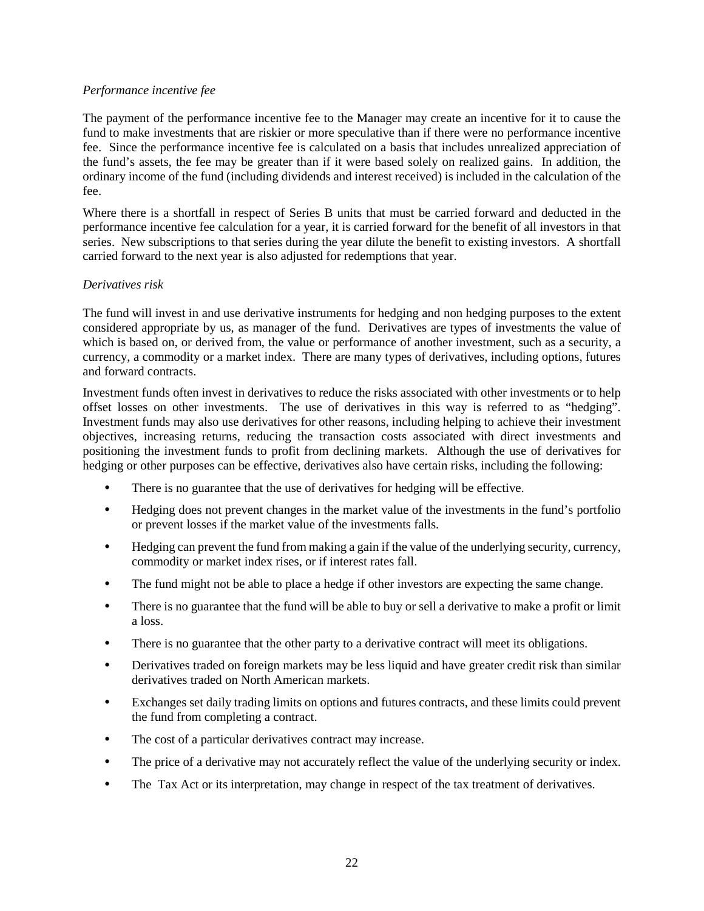*Performance incentive fee*

The payment of the performance incentive fee to the Manager may create an incentive for it to cause the fund to make investments that are riskier or more speculative than if there were no performance incentive fee. Since the performance incentive fee is calculated on a basis that includes unrealized appreciation of the fund's assets, the fee may be greater than if it were based solely on realized gains. In addition, the ordinary income of the fund (including dividends and interest received) is included in the calculation of the fee.

Where there is a shortfall in respect of Series B units that must be carried forward and deducted in the performance incentive fee calculation for a year, it is carried forward for the benefit of all investors in that series. New subscriptions to that series during the year dilute the benefit to existing investors. A shortfall carried forward to the next year is also adjusted for redemptions that year.

*Derivatives risk*

The fund will invest in and use derivative instruments for hedging and non hedging purposes to the extent considered appropriate by us, as manager of the fund. Derivatives are types of investments the value of which is based on, or derived from, the value or performance of another investment, such as a security, a currency, a commodity or a market index. There are many types of derivatives, including options, futures and forward contracts.

Investment funds often invest in derivatives to reduce the risks associated with other investments or to help offset losses on other investments. The use of derivatives in this way is referred to as "hedging". Investment funds may also use derivatives for other reasons, including helping to achieve their investment objectives, increasing returns, reducing the transaction costs associated with direct investments and positioning the investment funds to profit from declining markets. Although the use of derivatives for hedging or other purposes can be effective, derivatives also have certain risks, including the following:

- There is no guarantee that the use of derivatives for hedging will be effective.
- Hedging does not prevent changes in the market value of the investments in the fund's portfolio or prevent losses if the market value of the investments falls.
- Hedging can prevent the fund from making a gain if the value of the underlying security, currency, commodity or market index rises, or if interest rates fall.
- The fund might not be able to place a hedge if other investors are expecting the same change.
- There is no guarantee that the fund will be able to buy or sell a derivative to make a profit or limit a loss.
- There is no guarantee that the other party to a derivative contract will meet its obligations.
- Derivatives traded on foreign markets may be less liquid and have greater credit risk than similar derivatives traded on North American markets.
- Exchanges set daily trading limits on options and futures contracts, and these limits could prevent the fund from completing a contract.
- The cost of a particular derivatives contract may increase.
- The price of a derivative may not accurately reflect the value of the underlying security or index.
- The Tax Act or its interpretation, may change in respect of the tax treatment of derivatives.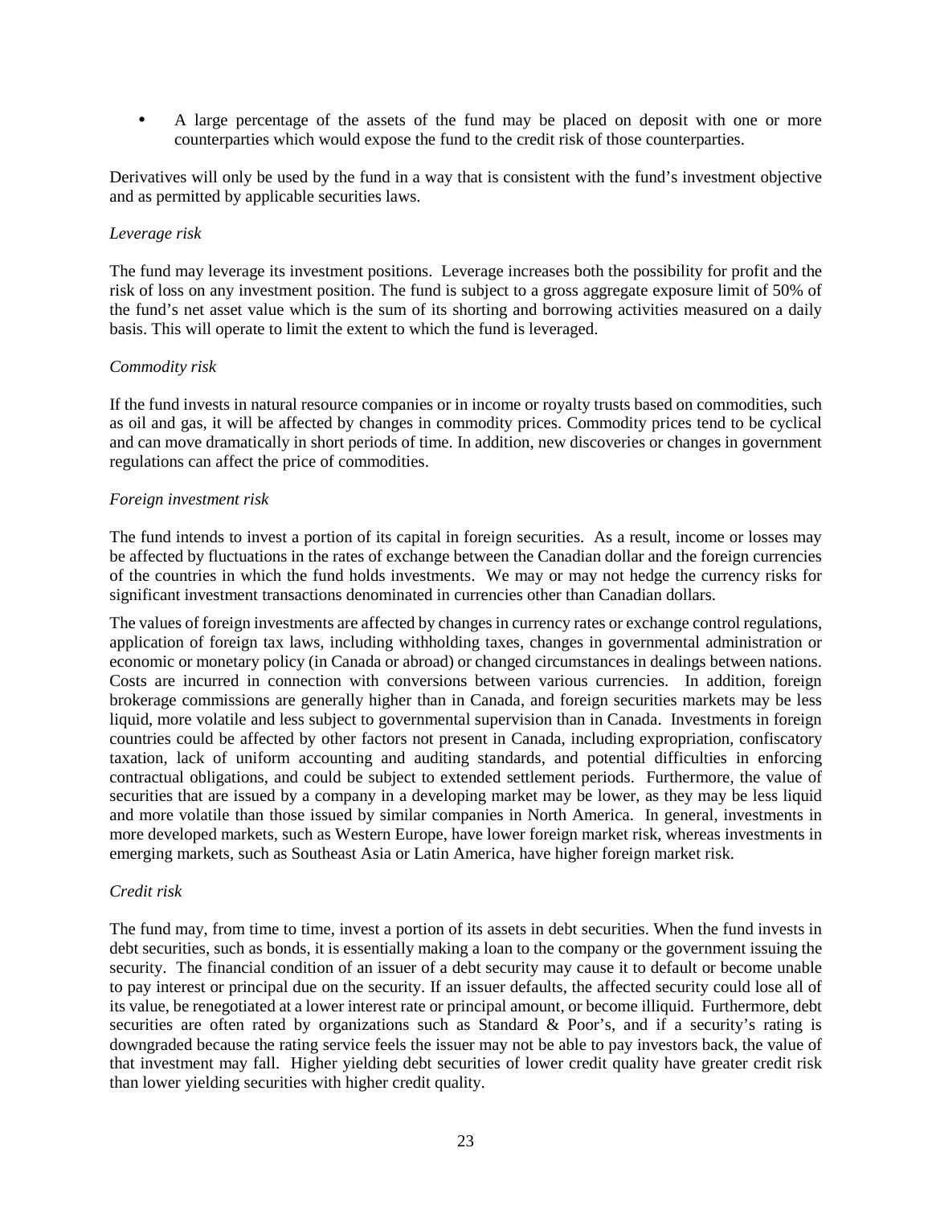- A large percentage of the assets of the fund may be placed on deposit with one or more counterparties which would expose the fund to the credit risk of those counterparties.

Derivatives will only be used by the fund in a way that is consistent with the fund's investment objective and as permitted by applicable securities laws.

*Leverage risk*

The fund may leverage its investment positions. Leverage increases both the possibility for profit and the risk of loss on any investment position. The fund is subject to a gross aggregate exposure limit of 50% of the fund's net asset value which is the sum of its shorting and borrowing activities measured on a daily basis. This will operate to limit the extent to which the fund is leveraged.

*Commodity risk*

If the fund invests in natural resource companies or in income or royalty trusts based on commodities, such as oil and gas, it will be affected by changes in commodity prices. Commodity prices tend to be cyclical and can move dramatically in short periods of time. In addition, new discoveries or changes in government regulations can affect the price of commodities.

*Foreign investment risk*

The fund intends to invest a portion of its capital in foreign securities. As a result, income or losses may be affected by fluctuations in the rates of exchange between the Canadian dollar and the foreign currencies of the countries in which the fund holds investments. We may or may not hedge the currency risks for significant investment transactions denominated in currencies other than Canadian dollars.

The values of foreign investments are affected by changes in currency rates or exchange control regulations, application of foreign tax laws, including withholding taxes, changes in governmental administration or economic or monetary policy (in Canada or abroad) or changed circumstances in dealings between nations. Costs are incurred in connection with conversions between various currencies. In addition, foreign brokerage commissions are generally higher than in Canada, and foreign securities markets may be less liquid, more volatile and less subject to governmental supervision than in Canada. Investments in foreign countries could be affected by other factors not present in Canada, including expropriation, confiscatory taxation, lack of uniform accounting and auditing standards, and potential difficulties in enforcing contractual obligations, and could be subject to extended settlement periods. Furthermore, the value of securities that are issued by a company in a developing market may be lower, as they may be less liquid and more volatile than those issued by similar companies in North America. In general, investments in more developed markets, such as Western Europe, have lower foreign market risk, whereas investments in emerging markets, such as Southeast Asia or Latin America, have higher foreign market risk.

*Credit risk*

The fund may, from time to time, invest a portion of its assets in debt securities. When the fund invests in debt securities, such as bonds, it is essentially making a loan to the company or the government issuing the security. The financial condition of an issuer of a debt security may cause it to default or become unable to pay interest or principal due on the security. If an issuer defaults, the affected security could lose all of its value, be renegotiated at a lower interest rate or principal amount, or become illiquid. Furthermore, debt securities are often rated by organizations such as Standard & Poor's, and if a security's rating is downgraded because the rating service feels the issuer may not be able to pay investors back, the value of that investment may fall. Higher yielding debt securities of lower credit quality have greater credit risk than lower yielding securities with higher credit quality.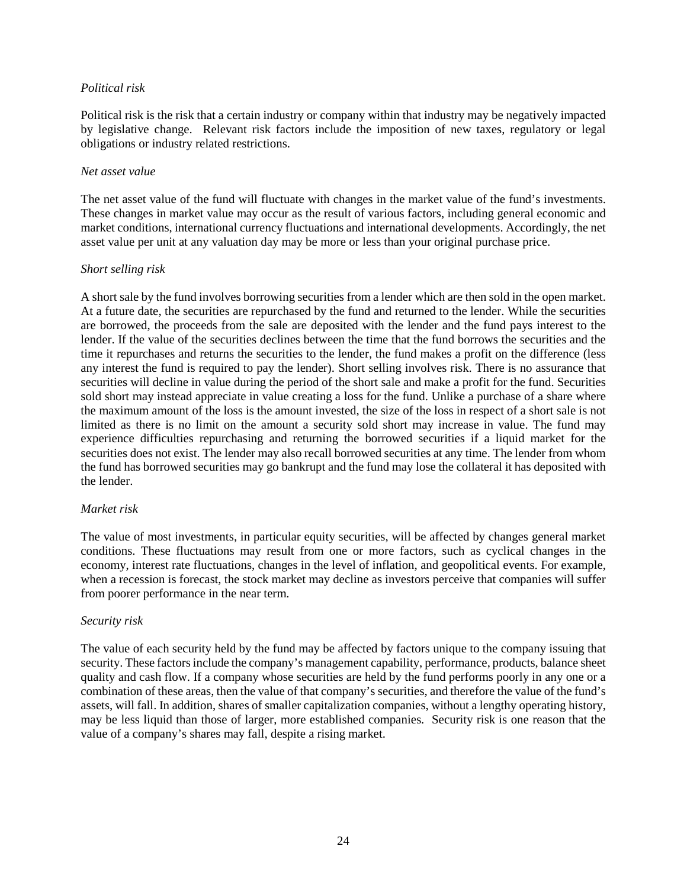*Political risk*

Political risk is the risk that a certain industry or company within that industry may be negatively impacted by legislative change. Relevant risk factors include the imposition of new taxes, regulatory or legal obligations or industry related restrictions.

*Net asset value*

The net asset value of the fund will fluctuate with changes in the market value of the fund's investments. These changes in market value may occur as the result of various factors, including general economic and market conditions, international currency fluctuations and international developments. Accordingly, the net asset value per unit at any valuation day may be more or less than your original purchase price.

*Short selling risk*

A short sale by the fund involves borrowing securities from a lender which are then sold in the open market. At a future date, the securities are repurchased by the fund and returned to the lender. While the securities are borrowed, the proceeds from the sale are deposited with the lender and the fund pays interest to the lender. If the value of the securities declines between the time that the fund borrows the securities and the time it repurchases and returns the securities to the lender, the fund makes a profit on the difference (less any interest the fund is required to pay the lender). Short selling involves risk. There is no assurance that securities will decline in value during the period of the short sale and make a profit for the fund. Securities sold short may instead appreciate in value creating a loss for the fund. Unlike a purchase of a share where the maximum amount of the loss is the amount invested, the size of the loss in respect of a short sale is not limited as there is no limit on the amount a security sold short may increase in value. The fund may experience difficulties repurchasing and returning the borrowed securities if a liquid market for the securities does not exist. The lender may also recall borrowed securities at any time. The lender from whom the fund has borrowed securities may go bankrupt and the fund may lose the collateral it has deposited with the lender.

*Market risk*

The value of most investments, in particular equity securities, will be affected by changes general market conditions. These fluctuations may result from one or more factors, such as cyclical changes in the economy, interest rate fluctuations, changes in the level of inflation, and geopolitical events. For example, when a recession is forecast, the stock market may decline as investors perceive that companies will suffer from poorer performance in the near term.

*Security risk*

The value of each security held by the fund may be affected by factors unique to the company issuing that security. These factors include the company's management capability, performance, products, balance sheet quality and cash flow. If a company whose securities are held by the fund performs poorly in any one or a combination of these areas, then the value of that company's securities, and therefore the value of the fund's assets, will fall. In addition, shares of smaller capitalization companies, without a lengthy operating history, may be less liquid than those of larger, more established companies. Security risk is one reason that the value of a company's shares may fall, despite a rising market.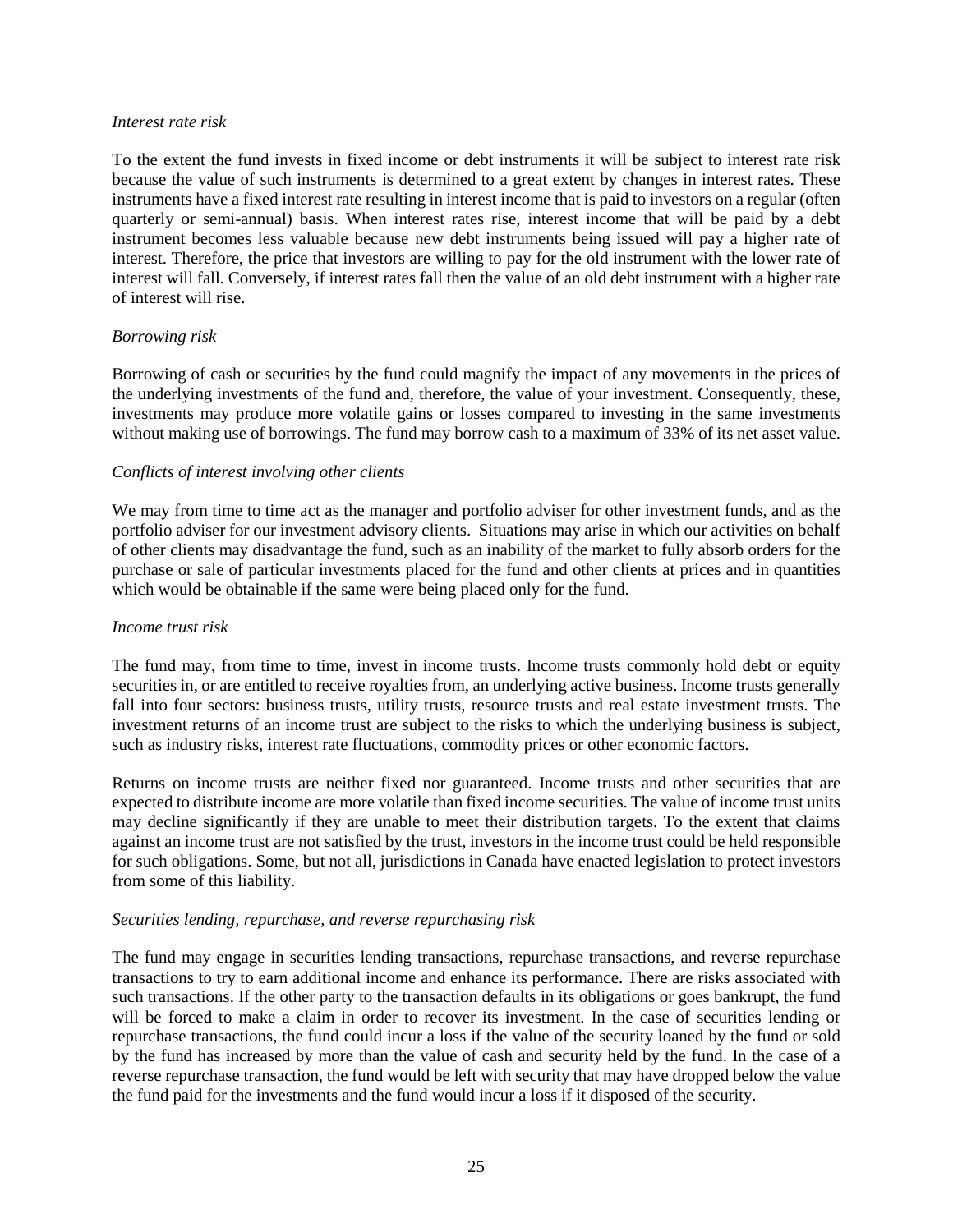*Interest rate risk*

To the extent the fund invests in fixed income or debt instruments it will be subject to interest rate risk because the value of such instruments is determined to a great extent by changes in interest rates. These instruments have a fixed interest rate resulting in interest income that is paid to investors on a regular (often quarterly or semi-annual) basis. When interest rates rise, interest income that will be paid by a debt instrument becomes less valuable because new debt instruments being issued will pay a higher rate of interest. Therefore, the price that investors are willing to pay for the old instrument with the lower rate of interest will fall. Conversely, if interest rates fall then the value of an old debt instrument with a higher rate of interest will rise.

*Borrowing risk*

Borrowing of cash or securities by the fund could magnify the impact of any movements in the prices of the underlying investments of the fund and, therefore, the value of your investment. Consequently, these, investments may produce more volatile gains or losses compared to investing in the same investments without making use of borrowings. The fund may borrow cash to a maximum of 33% of its net asset value.

*Conflicts of interest involving other clients*

We may from time to time act as the manager and portfolio adviser for other investment funds, and as the portfolio adviser for our investment advisory clients. Situations may arise in which our activities on behalf of other clients may disadvantage the fund, such as an inability of the market to fully absorb orders for the purchase or sale of particular investments placed for the fund and other clients at prices and in quantities which would be obtainable if the same were being placed only for the fund.

*Income trust risk*

The fund may, from time to time, invest in income trusts. Income trusts commonly hold debt or equity securities in, or are entitled to receive royalties from, an underlying active business. Income trusts generally fall into four sectors: business trusts, utility trusts, resource trusts and real estate investment trusts. The investment returns of an income trust are subject to the risks to which the underlying business is subject, such as industry risks, interest rate fluctuations, commodity prices or other economic factors.

Returns on income trusts are neither fixed nor guaranteed. Income trusts and other securities that are expected to distribute income are more volatile than fixed income securities. The value of income trust units may decline significantly if they are unable to meet their distribution targets. To the extent that claims against an income trust are not satisfied by the trust, investors in the income trust could be held responsible for such obligations. Some, but not all, jurisdictions in Canada have enacted legislation to protect investors from some of this liability.

*Securities lending, repurchase, and reverse repurchasing risk*

The fund may engage in securities lending transactions, repurchase transactions, and reverse repurchase transactions to try to earn additional income and enhance its performance. There are risks associated with such transactions. If the other party to the transaction defaults in its obligations or goes bankrupt, the fund will be forced to make a claim in order to recover its investment. In the case of securities lending or repurchase transactions, the fund could incur a loss if the value of the security loaned by the fund or sold by the fund has increased by more than the value of cash and security held by the fund. In the case of a reverse repurchase transaction, the fund would be left with security that may have dropped below the value the fund paid for the investments and the fund would incur a loss if it disposed of the security.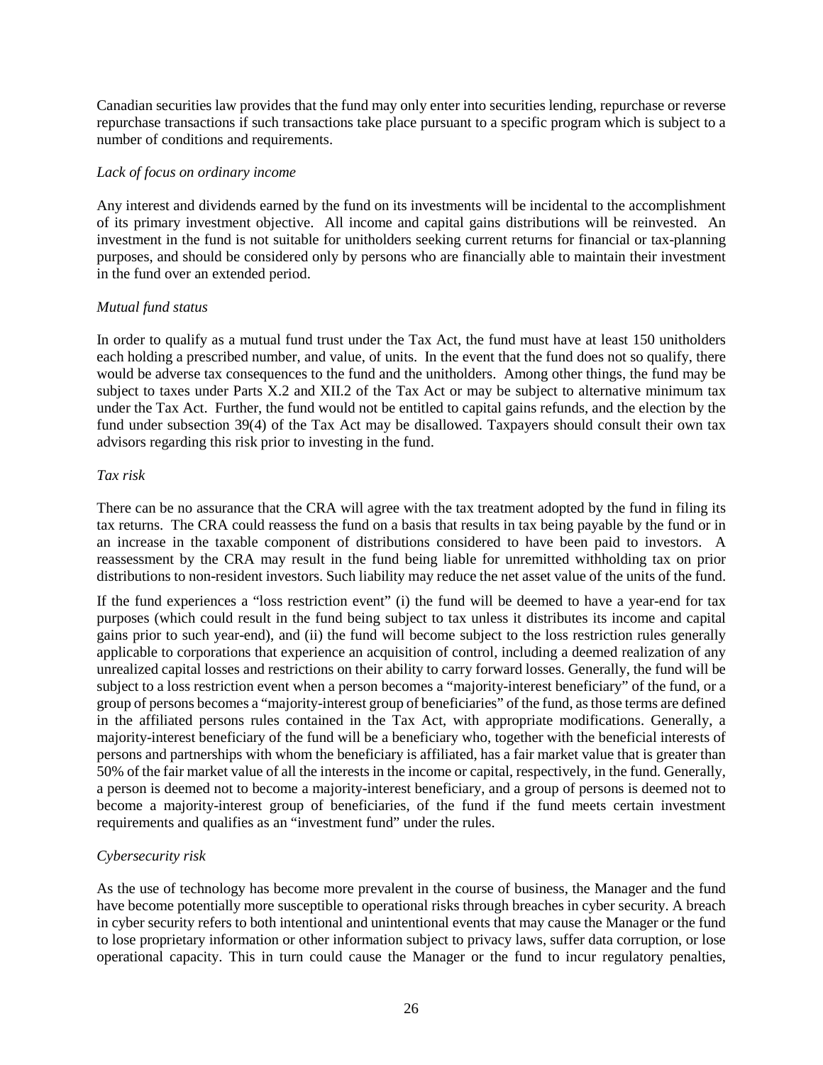Canadian securities law provides that the fund may only enter into securities lending, repurchase or reverse repurchase transactions if such transactions take place pursuant to a specific program which is subject to a number of conditions and requirements.

*Lack of focus on ordinary income*

Any interest and dividends earned by the fund on its investments will be incidental to the accomplishment of its primary investment objective. All income and capital gains distributions will be reinvested. An investment in the fund is not suitable for unitholders seeking current returns for financial or tax-planning purposes, and should be considered only by persons who are financially able to maintain their investment in the fund over an extended period.

*Mutual fund status*

In order to qualify as a mutual fund trust under the Tax Act, the fund must have at least 150 unitholders each holding a prescribed number, and value, of units. In the event that the fund does not so qualify, there would be adverse tax consequences to the fund and the unitholders. Among other things, the fund may be subject to taxes under Parts X.2 and XII.2 of the Tax Act or may be subject to alternative minimum tax under the Tax Act. Further, the fund would not be entitled to capital gains refunds, and the election by the fund under subsection 39(4) of the Tax Act may be disallowed. Taxpayers should consult their own tax advisors regarding this risk prior to investing in the fund.

*Tax risk*

There can be no assurance that the CRA will agree with the tax treatment adopted by the fund in filing its tax returns. The CRA could reassess the fund on a basis that results in tax being payable by the fund or in an increase in the taxable component of distributions considered to have been paid to investors. A reassessment by the CRA may result in the fund being liable for unremitted withholding tax on prior distributions to non-resident investors. Such liability may reduce the net asset value of the units of the fund.

If the fund experiences a "loss restriction event" (i) the fund will be deemed to have a year-end for tax purposes (which could result in the fund being subject to tax unless it distributes its income and capital gains prior to such year-end), and (ii) the fund will become subject to the loss restriction rules generally applicable to corporations that experience an acquisition of control, including a deemed realization of any unrealized capital losses and restrictions on their ability to carry forward losses. Generally, the fund will be subject to a loss restriction event when a person becomes a "majority-interest beneficiary" of the fund, or a group of persons becomes a "majority-interest group of beneficiaries" of the fund, as those terms are defined in the affiliated persons rules contained in the Tax Act, with appropriate modifications. Generally, a majority-interest beneficiary of the fund will be a beneficiary who, together with the beneficial interests of persons and partnerships with whom the beneficiary is affiliated, has a fair market value that is greater than 50% of the fair market value of all the interests in the income or capital, respectively, in the fund. Generally, a person is deemed not to become a majority-interest beneficiary, and a group of persons is deemed not to become a majority-interest group of beneficiaries, of the fund if the fund meets certain investment requirements and qualifies as an "investment fund" under the rules.

*Cybersecurity risk*

As the use of technology has become more prevalent in the course of business, the Manager and the fund have become potentially more susceptible to operational risks through breaches in cyber security. A breach in cyber security refers to both intentional and unintentional events that may cause the Manager or the fund to lose proprietary information or other information subject to privacy laws, suffer data corruption, or lose operational capacity. This in turn could cause the Manager or the fund to incur regulatory penalties,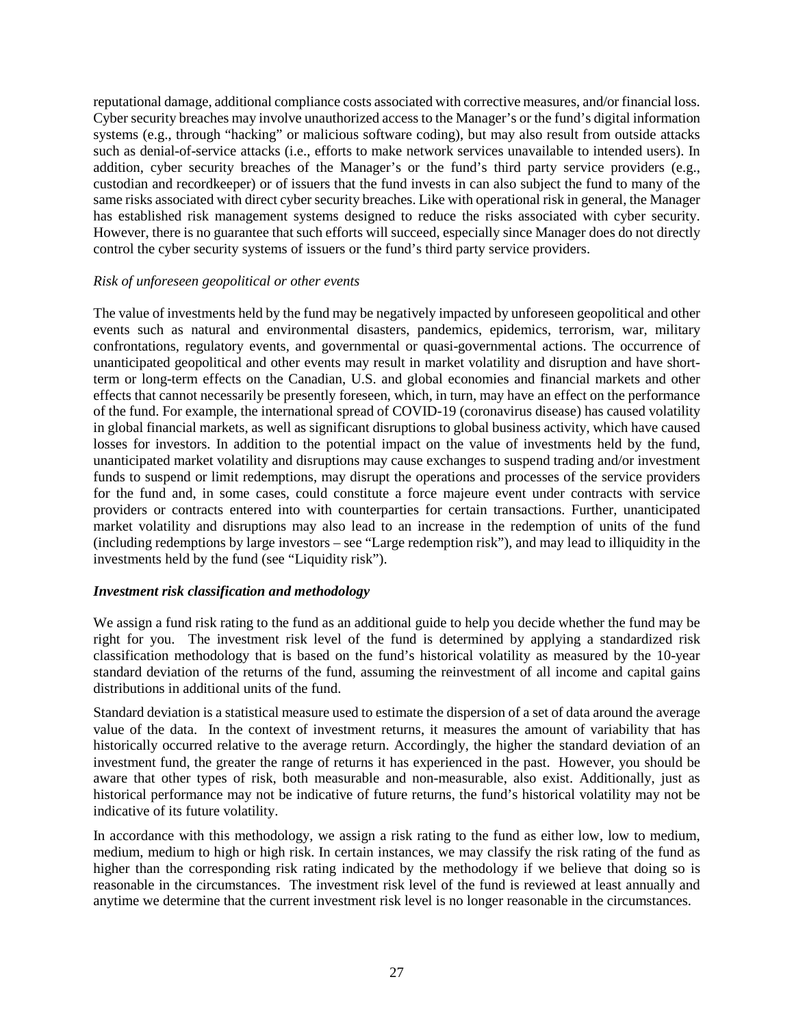reputational damage, additional compliance costs associated with corrective measures, and/or financial loss. Cyber security breaches may involve unauthorized access to the Manager's or the fund's digital information systems (e.g., through "hacking" or malicious software coding), but may also result from outside attacks such as denial-of-service attacks (i.e., efforts to make network services unavailable to intended users). In addition, cyber security breaches of the Manager's or the fund's third party service providers (e.g., custodian and recordkeeper) or of issuers that the fund invests in can also subject the fund to many of the same risks associated with direct cyber security breaches. Like with operational risk in general, the Manager has established risk management systems designed to reduce the risks associated with cyber security. However, there is no guarantee that such efforts will succeed, especially since Manager does do not directly control the cyber security systems of issuers or the fund's third party service providers.

*Risk of unforeseen geopolitical or other events*

The value of investments held by the fund may be negatively impacted by unforeseen geopolitical and other events such as natural and environmental disasters, pandemics, epidemics, terrorism, war, military confrontations, regulatory events, and governmental or quasi-governmental actions. The occurrence of unanticipated geopolitical and other events may result in market volatility and disruption and have short-term or long-term effects on the Canadian, U.S. and global economies and financial markets and other effects that cannot necessarily be presently foreseen, which, in turn, may have an effect on the performance of the fund. For example, the international spread of COVID-19 (coronavirus disease) has caused volatility in global financial markets, as well as significant disruptions to global business activity, which have caused losses for investors. In addition to the potential impact on the value of investments held by the fund, unanticipated market volatility and disruptions may cause exchanges to suspend trading and/or investment funds to suspend or limit redemptions, may disrupt the operations and processes of the service providers for the fund and, in some cases, could constitute a force majeure event under contracts with service providers or contracts entered into with counterparties for certain transactions. Further, unanticipated market volatility and disruptions may also lead to an increase in the redemption of units of the fund (including redemptions by large investors – see "Large redemption risk"), and may lead to illiquidity in the investments held by the fund (see "Liquidity risk").

***Investment risk classification and methodology***

We assign a fund risk rating to the fund as an additional guide to help you decide whether the fund may be right for you. The investment risk level of the fund is determined by applying a standardized risk classification methodology that is based on the fund's historical volatility as measured by the 10-year standard deviation of the returns of the fund, assuming the reinvestment of all income and capital gains distributions in additional units of the fund.

Standard deviation is a statistical measure used to estimate the dispersion of a set of data around the average value of the data. In the context of investment returns, it measures the amount of variability that has historically occurred relative to the average return. Accordingly, the higher the standard deviation of an investment fund, the greater the range of returns it has experienced in the past. However, you should be aware that other types of risk, both measurable and non-measurable, also exist. Additionally, just as historical performance may not be indicative of future returns, the fund's historical volatility may not be indicative of its future volatility.

In accordance with this methodology, we assign a risk rating to the fund as either low, low to medium, medium, medium to high or high risk. In certain instances, we may classify the risk rating of the fund as higher than the corresponding risk rating indicated by the methodology if we believe that doing so is reasonable in the circumstances. The investment risk level of the fund is reviewed at least annually and anytime we determine that the current investment risk level is no longer reasonable in the circumstances.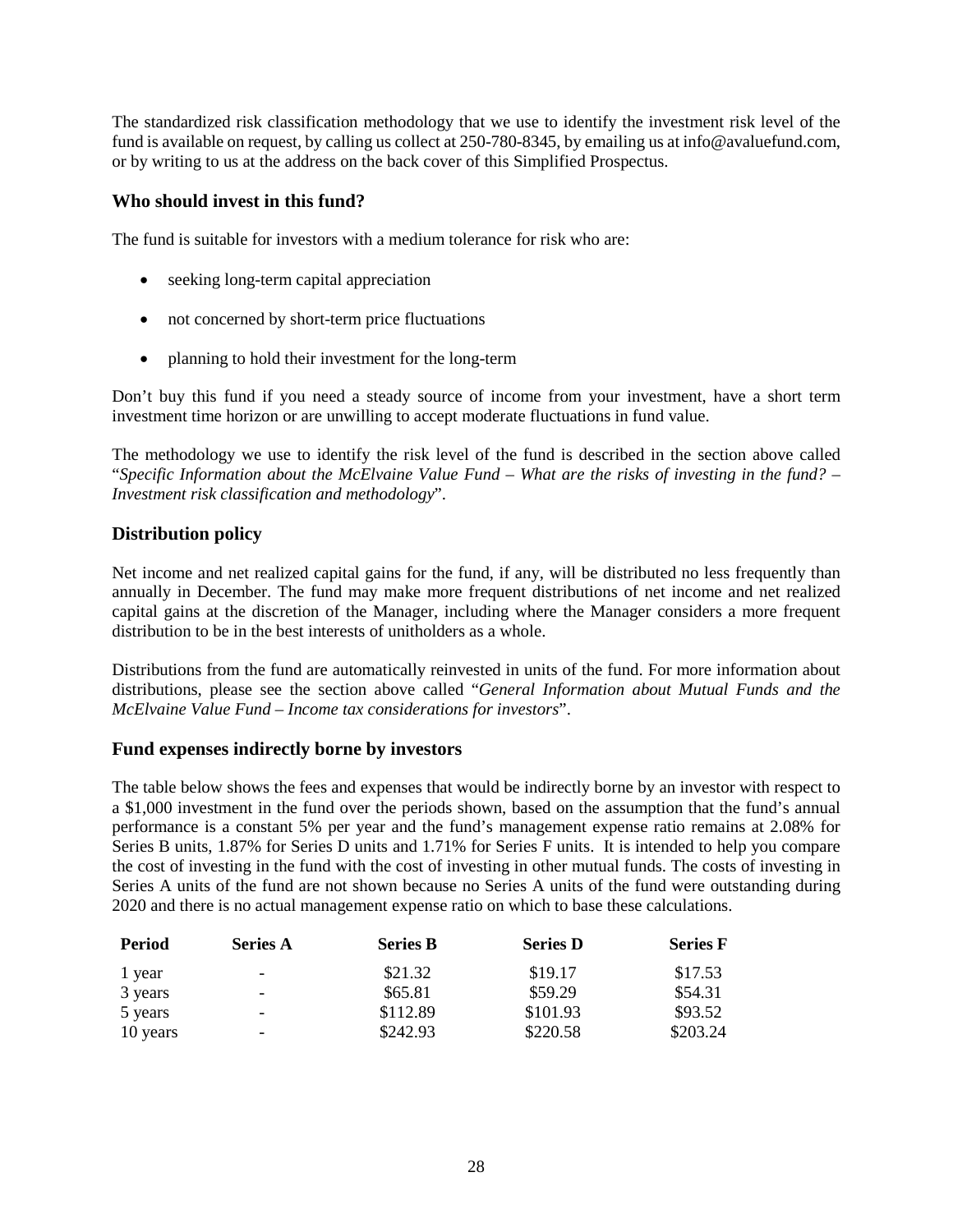The standardized risk classification methodology that we use to identify the investment risk level of the fund is available on request, by calling us collect at 250-780-8345, by emailing us at info@avaluefund.com, or by writing to us at the address on the back cover of this Simplified Prospectus.

### Who should invest in this fund?

The fund is suitable for investors with a medium tolerance for risk who are:

- seeking long-term capital appreciation
- not concerned by short-term price fluctuations
- planning to hold their investment for the long-term

Don't buy this fund if you need a steady source of income from your investment, have a short term investment time horizon or are unwilling to accept moderate fluctuations in fund value.

The methodology we use to identify the risk level of the fund is described in the section above called "*Specific Information about the McElvaine Value Fund – What are the risks of investing in the fund? – Investment risk classification and methodology*".

### Distribution policy

Net income and net realized capital gains for the fund, if any, will be distributed no less frequently than annually in December. The fund may make more frequent distributions of net income and net realized capital gains at the discretion of the Manager, including where the Manager considers a more frequent distribution to be in the best interests of unitholders as a whole.

Distributions from the fund are automatically reinvested in units of the fund. For more information about distributions, please see the section above called "*General Information about Mutual Funds and the McElvaine Value Fund – Income tax considerations for investors*".

### Fund expenses indirectly borne by investors

The table below shows the fees and expenses that would be indirectly borne by an investor with respect to a $1,000 investment in the fund over the periods shown, based on the assumption that the fund's annual performance is a constant 5% per year and the fund's management expense ratio remains at 2.08% for Series B units, 1.87% for Series D units and 1.71% for Series F units. It is intended to help you compare the cost of investing in the fund with the cost of investing in other mutual funds. The costs of investing in Series A units of the fund are not shown because no Series A units of the fund were outstanding during 2020 and there is no actual management expense ratio on which to base these calculations.

| Period | Series A | Series B | Series D | Series F |
|---|---|---|---|---|
| 1 year | - | $21.32 | $19.17 | $17.53 |
| 3 years | - | $65.81 | $59.29 | $54.31 |
| 5 years | - | $112.89 | $101.93 | $93.52 |
| 10 years | - | $242.93 | $220.58 | $203.24 |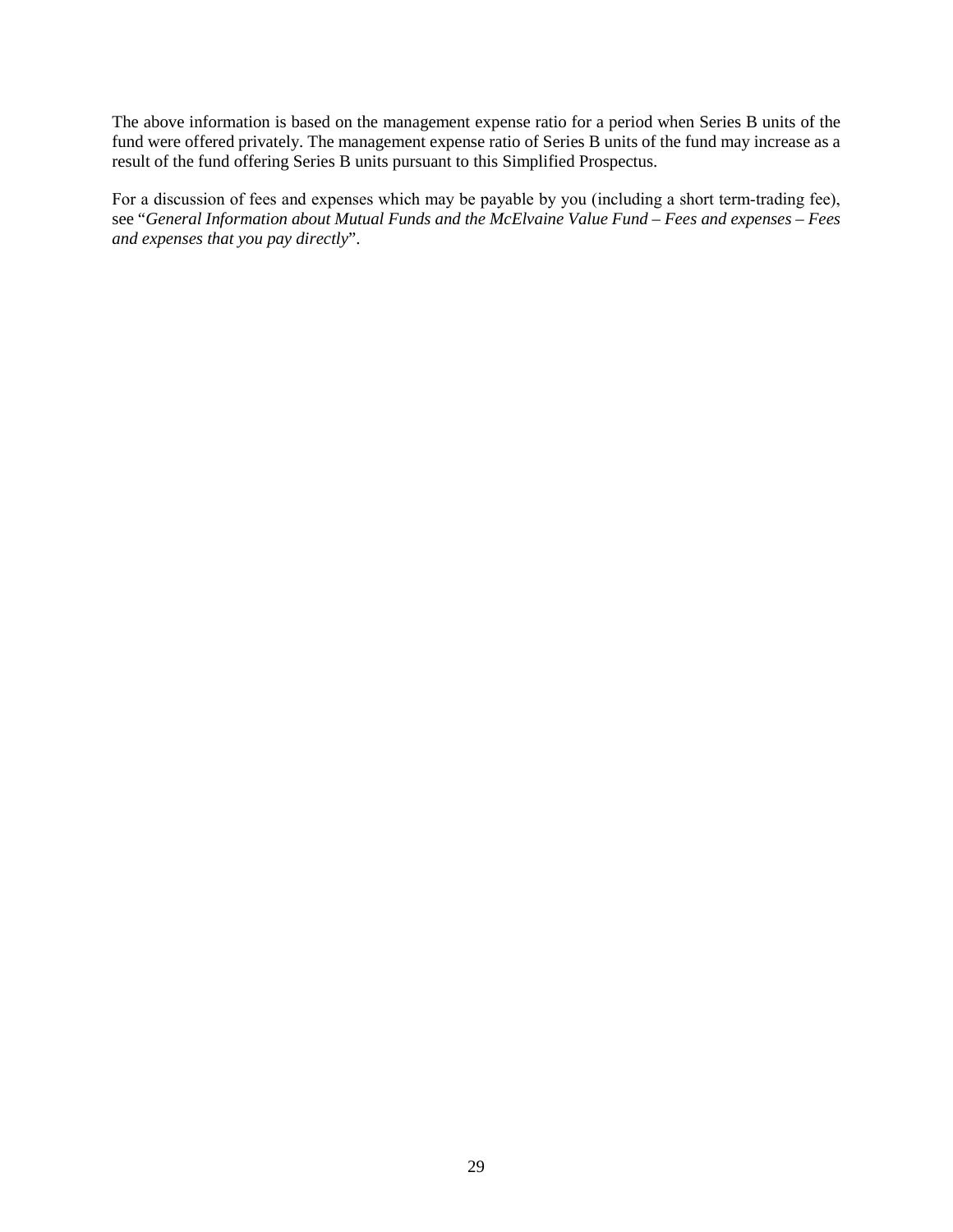The above information is based on the management expense ratio for a period when Series B units of the fund were offered privately. The management expense ratio of Series B units of the fund may increase as a result of the fund offering Series B units pursuant to this Simplified Prospectus.

For a discussion of fees and expenses which may be payable by you (including a short term-trading fee), see "*General Information about Mutual Funds and the McElvaine Value Fund – Fees and expenses – Fees and expenses that you pay directly*".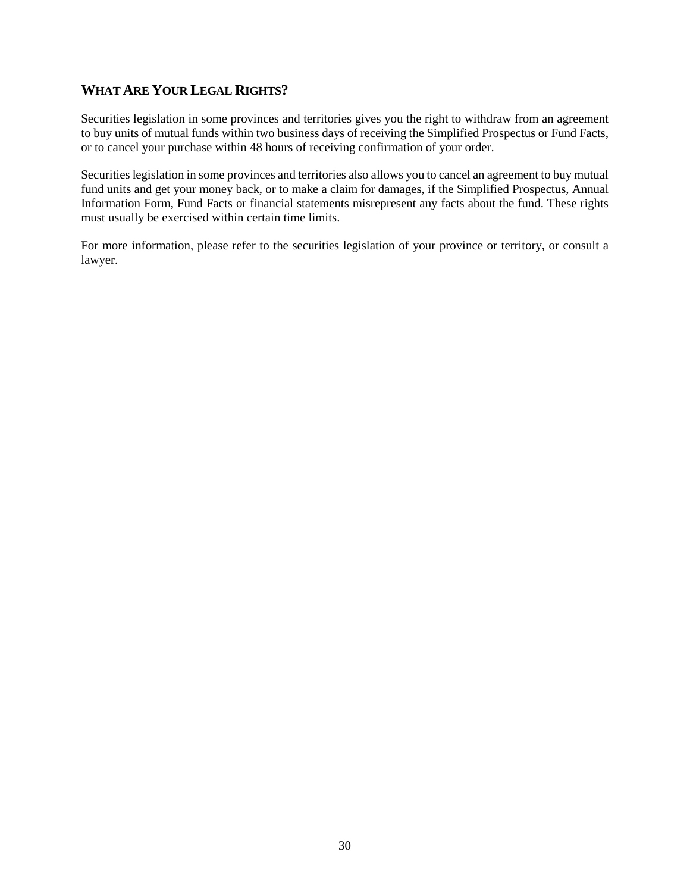## WHAT ARE YOUR LEGAL RIGHTS?

Securities legislation in some provinces and territories gives you the right to withdraw from an agreement to buy units of mutual funds within two business days of receiving the Simplified Prospectus or Fund Facts, or to cancel your purchase within 48 hours of receiving confirmation of your order.

Securities legislation in some provinces and territories also allows you to cancel an agreement to buy mutual fund units and get your money back, or to make a claim for damages, if the Simplified Prospectus, Annual Information Form, Fund Facts or financial statements misrepresent any facts about the fund. These rights must usually be exercised within certain time limits.

For more information, please refer to the securities legislation of your province or territory, or consult a lawyer.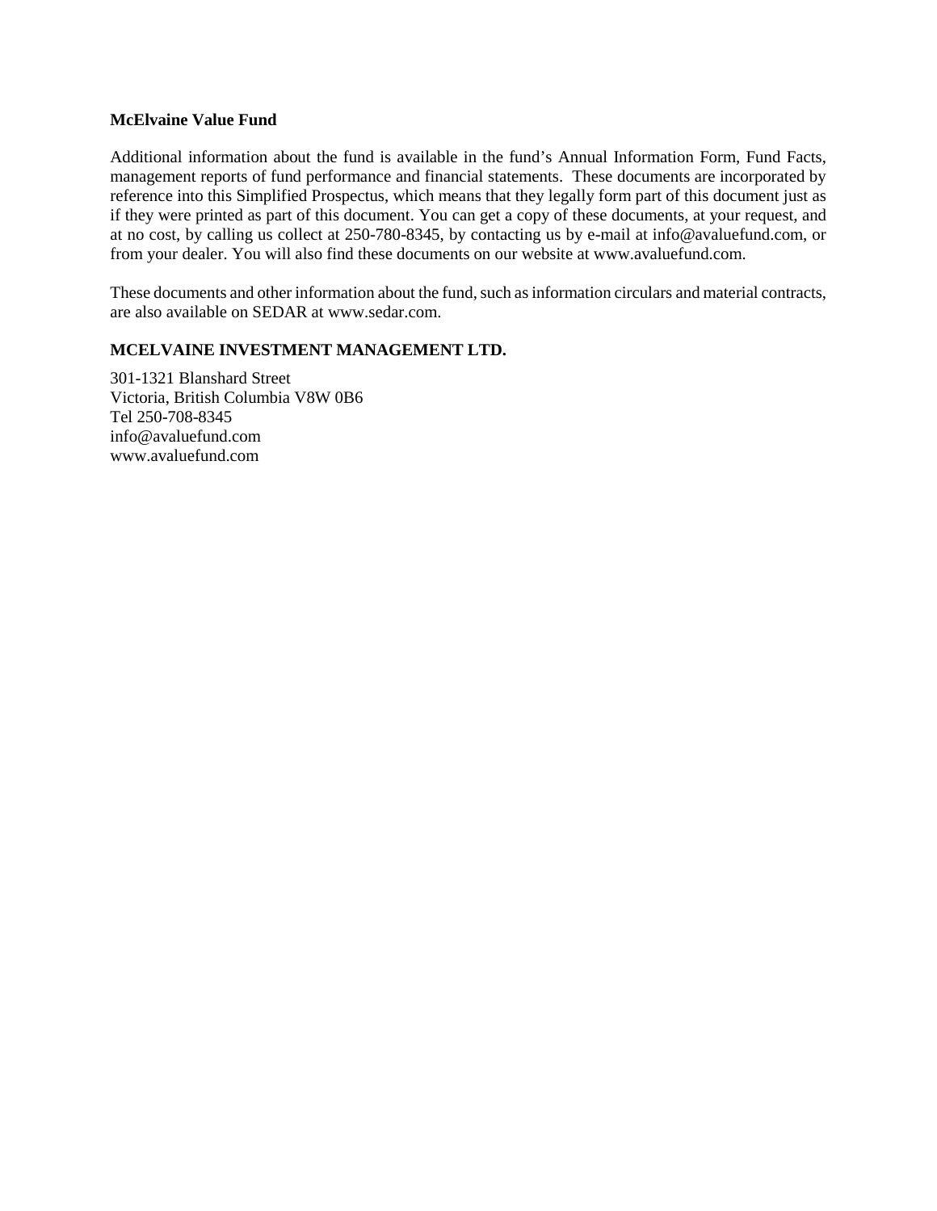**McElvaine Value Fund**

Additional information about the fund is available in the fund's Annual Information Form, Fund Facts, management reports of fund performance and financial statements. These documents are incorporated by reference into this Simplified Prospectus, which means that they legally form part of this document just as if they were printed as part of this document. You can get a copy of these documents, at your request, and at no cost, by calling us collect at 250-780-8345, by contacting us by e-mail at info@avaluefund.com, or from your dealer. You will also find these documents on our website at www.avaluefund.com.

These documents and other information about the fund, such as information circulars and material contracts, are also available on SEDAR at www.sedar.com.

**MCELVAINE INVESTMENT MANAGEMENT LTD.**

301-1321 Blanshard Street
Victoria, British Columbia V8W 0B6
Tel 250-708-8345
info@avaluefund.com
www.avaluefund.com